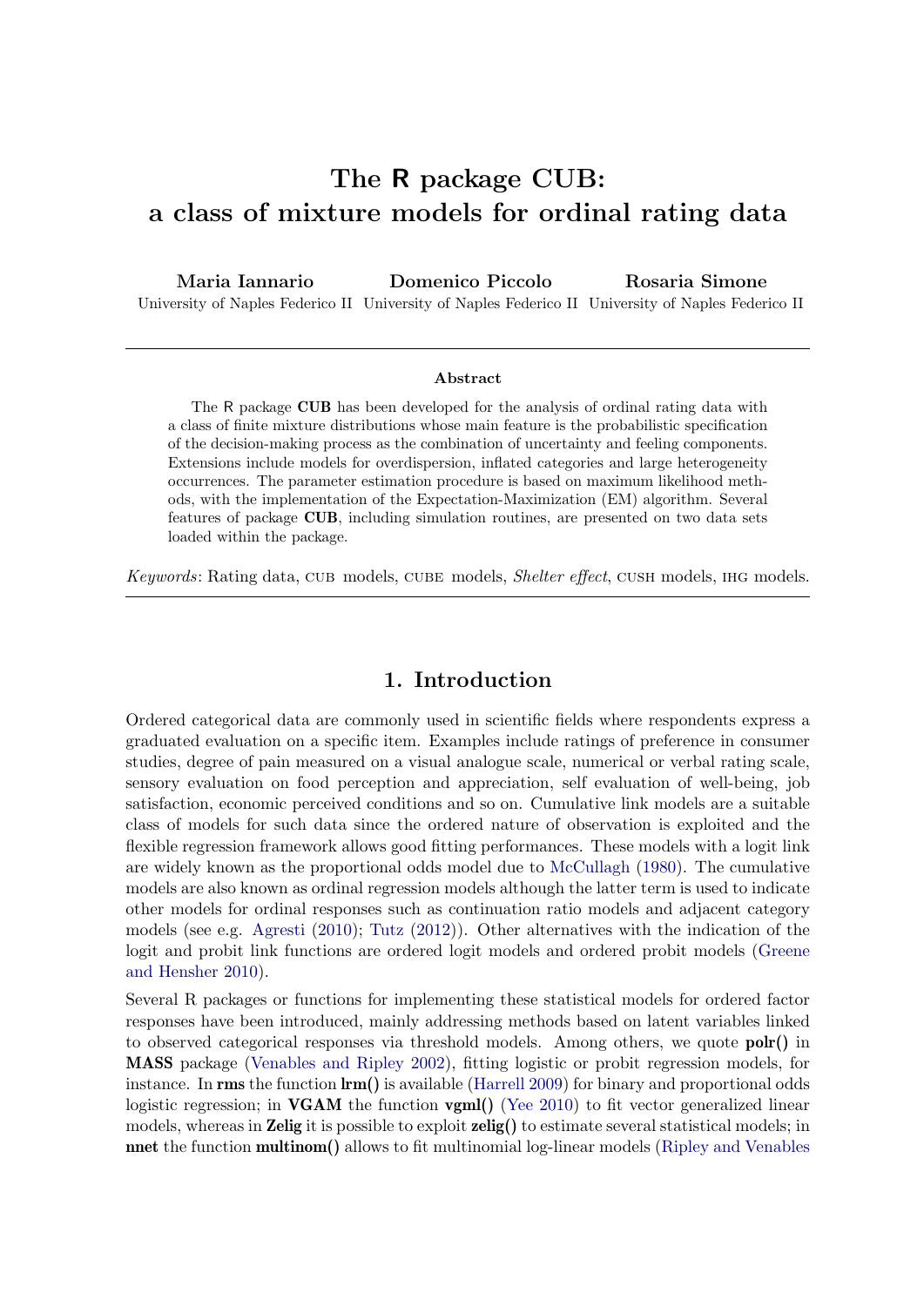# The R package CUB: a class of mixture models for ordinal rating data

**Maria Iannario**
University of Naples Federico II

**Domenico Piccolo**
University of Naples Federico II

**Rosaria Simone**
University of Naples Federico II

---

**Abstract**

The R package **CUB** has been developed for the analysis of ordinal rating data with a class of finite mixture distributions whose main feature is the probabilistic specification of the decision-making process as the combination of uncertainty and feeling components. Extensions include models for overdispersion, inflated categories and large heterogeneity occurrences. The parameter estimation procedure is based on maximum likelihood methods, with the implementation of the Expectation-Maximization (EM) algorithm. Several features of package **CUB**, including simulation routines, are presented on two data sets loaded within the package.

*Keywords*: Rating data, CUB models, CUBE models, *Shelter effect*, CUSH models, IHG models.

---

## 1. Introduction

Ordered categorical data are commonly used in scientific fields where respondents express a graduated evaluation on a specific item. Examples include ratings of preference in consumer studies, degree of pain measured on a visual analogue scale, numerical or verbal rating scale, sensory evaluation on food perception and appreciation, self evaluation of well-being, job satisfaction, economic perceived conditions and so on. Cumulative link models are a suitable class of models for such data since the ordered nature of observation is exploited and the flexible regression framework allows good fitting performances. These models with a logit link are widely known as the proportional odds model due to McCullagh (1980). The cumulative models are also known as ordinal regression models although the latter term is used to indicate other models for ordinal responses such as continuation ratio models and adjacent category models (see e.g. Agresti (2010); Tutz (2012)). Other alternatives with the indication of the logit and probit link functions are ordered logit models and ordered probit models (Greene and Hensher 2010).

Several R packages or functions for implementing these statistical models for ordered factor responses have been introduced, mainly addressing methods based on latent variables linked to observed categorical responses via threshold models. Among others, we quote **polr()** in **MASS** package (Venables and Ripley 2002), fitting logistic or probit regression models, for instance. In **rms** the function **lrm()** is available (Harrell 2009) for binary and proportional odds logistic regression; in **VGAM** the function **vgml()** (Yee 2010) to fit vector generalized linear models, whereas in **Zelig** it is possible to exploit **zelig()** to estimate several statistical models; in **nnet** the function **multinom()** allows to fit multinomial log-linear models (Ripley and Venables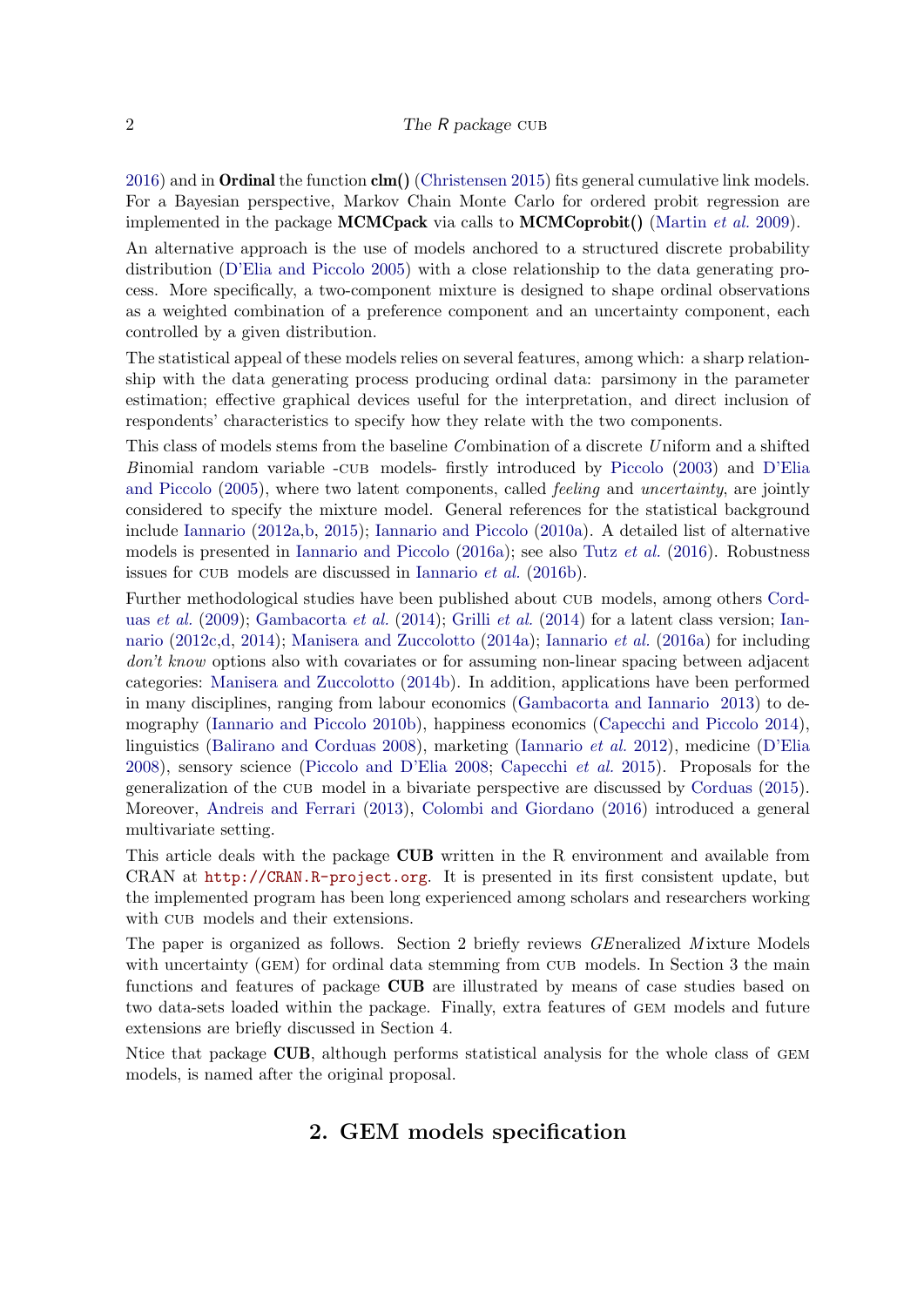2016) and in **Ordinal** the function **clm()** (Christensen 2015) fits general cumulative link models. For a Bayesian perspective, Markov Chain Monte Carlo for ordered probit regression are implemented in the package **MCMCpack** via calls to **MCMCoprobit()** (Martin *et al.* 2009).

An alternative approach is the use of models anchored to a structured discrete probability distribution (D'Elia and Piccolo 2005) with a close relationship to the data generating process. More specifically, a two-component mixture is designed to shape ordinal observations as a weighted combination of a preference component and an uncertainty component, each controlled by a given distribution.

The statistical appeal of these models relies on several features, among which: a sharp relationship with the data generating process producing ordinal data: parsimony in the parameter estimation; effective graphical devices useful for the interpretation, and direct inclusion of respondents' characteristics to specify how they relate with the two components.

This class of models stems from the baseline *C*ombination of a discrete *U*niform and a shifted *B*inomial random variable -CUB models- firstly introduced by Piccolo (2003) and D'Elia and Piccolo (2005), where two latent components, called *feeling* and *uncertainty*, are jointly considered to specify the mixture model. General references for the statistical background include Iannario (2012a,b, 2015); Iannario and Piccolo (2010a). A detailed list of alternative models is presented in Iannario and Piccolo (2016a); see also Tutz *et al.* (2016). Robustness issues for CUB models are discussed in Iannario *et al.* (2016b).

Further methodological studies have been published about CUB models, among others Corduas *et al.* (2009); Gambacorta *et al.* (2014); Grilli *et al.* (2014) for a latent class version; Iannario (2012c,d, 2014); Manisera and Zuccolotto (2014a); Iannario *et al.* (2016a) for including *don't know* options also with covariates or for assuming non-linear spacing between adjacent categories: Manisera and Zuccolotto (2014b). In addition, applications have been performed in many disciplines, ranging from labour economics (Gambacorta and Iannario 2013) to demography (Iannario and Piccolo 2010b), happiness economics (Capecchi and Piccolo 2014), linguistics (Balirano and Corduas 2008), marketing (Iannario *et al.* 2012), medicine (D'Elia 2008), sensory science (Piccolo and D'Elia 2008; Capecchi *et al.* 2015). Proposals for the generalization of the CUB model in a bivariate perspective are discussed by Corduas (2015). Moreover, Andreis and Ferrari (2013), Colombi and Giordano (2016) introduced a general multivariate setting.

This article deals with the package **CUB** written in the R environment and available from CRAN at http://CRAN.R-project.org. It is presented in its first consistent update, but the implemented program has been long experienced among scholars and researchers working with CUB models and their extensions.

The paper is organized as follows. Section 2 briefly reviews *GE*neralized *M*ixture Models with uncertainty (GEM) for ordinal data stemming from CUB models. In Section 3 the main functions and features of package **CUB** are illustrated by means of case studies based on two data-sets loaded within the package. Finally, extra features of GEM models and future extensions are briefly discussed in Section 4.

Ntice that package **CUB**, although performs statistical analysis for the whole class of GEM models, is named after the original proposal.

## 2. GEM models specification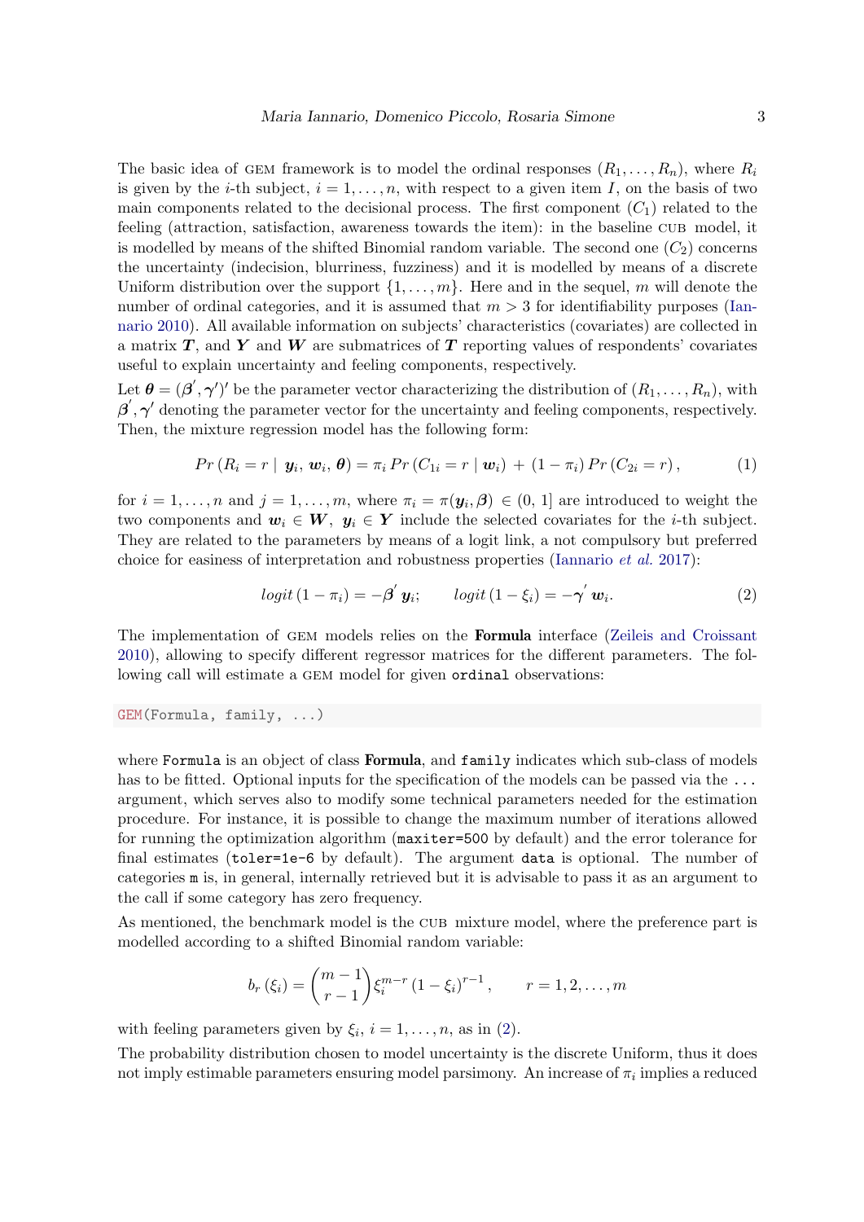The basic idea of GEM framework is to model the ordinal responses $(R_1, \dots, R_n)$, where $R_i$ is given by the $i$-th subject, $i = 1, \dots, n$, with respect to a given item $I$, on the basis of two main components related to the decisional process. The first component ($C_1$) related to the feeling (attraction, satisfaction, awareness towards the item): in the baseline CUB model, it is modelled by means of the shifted Binomial random variable. The second one ($C_2$) concerns the uncertainty (indecision, blurriness, fuzziness) and it is modelled by means of a discrete Uniform distribution over the support $\{1, \dots, m\}$. Here and in the sequel, $m$ will denote the number of ordinal categories, and it is assumed that $m > 3$ for identifiability purposes (Iannario 2010). All available information on subjects' characteristics (covariates) are collected in a matrix $\boldsymbol{T}$, and $\boldsymbol{Y}$ and $\boldsymbol{W}$ are submatrices of $\boldsymbol{T}$ reporting values of respondents' covariates useful to explain uncertainty and feeling components, respectively.

Let $\boldsymbol{\theta} = (\boldsymbol{\beta}^{'}, \boldsymbol{\gamma}')'$ be the parameter vector characterizing the distribution of $(R_1, \dots, R_n)$, with $\boldsymbol{\beta}^{'}, \boldsymbol{\gamma}'$ denoting the parameter vector for the uncertainty and feeling components, respectively. Then, the mixture regression model has the following form:

$$Pr\left(R_i = r \mid \boldsymbol{y}_i, \boldsymbol{w}_i, \boldsymbol{\theta}\right) = \pi_i \, Pr\left(C_{1i} = r \mid \boldsymbol{w}_i\right) + (1 - \pi_i) \, Pr\left(C_{2i} = r\right), \tag{1}$$

for $i = 1, \dots, n$ and $j = 1, \dots, m$, where $\pi_i = \pi(\boldsymbol{y}_i, \boldsymbol{\beta}) \in (0, 1]$ are introduced to weight the two components and $\boldsymbol{w}_i \in \boldsymbol{W}, \; \boldsymbol{y}_i \in \boldsymbol{Y}$ include the selected covariates for the $i$-th subject. They are related to the parameters by means of a logit link, a not compulsory but preferred choice for easiness of interpretation and robustness properties (Iannario *et al.* 2017):

$$logit\,(1 - \pi_i) = -\boldsymbol{\beta}^{'}\,\boldsymbol{y}_i; \qquad logit\,(1 - \xi_i) = -\boldsymbol{\gamma}^{'}\,\boldsymbol{w}_i. \tag{2}$$

The implementation of GEM models relies on the **Formula** interface (Zeileis and Croissant 2010), allowing to specify different regressor matrices for the different parameters. The following call will estimate a GEM model for given `ordinal` observations:

```
GEM(Formula, family, ...)
```

where `Formula` is an object of class **Formula**, and `family` indicates which sub-class of models has to be fitted. Optional inputs for the specification of the models can be passed via the `...` argument, which serves also to modify some technical parameters needed for the estimation procedure. For instance, it is possible to change the maximum number of iterations allowed for running the optimization algorithm (`maxiter=500` by default) and the error tolerance for final estimates (`toler=1e-6` by default). The argument `data` is optional. The number of categories `m` is, in general, internally retrieved but it is advisable to pass it as an argument to the call if some category has zero frequency.

As mentioned, the benchmark model is the CUB mixture model, where the preference part is modelled according to a shifted Binomial random variable:

$$b_r\left(\xi_i\right) = \binom{m-1}{r-1} \xi_i^{m-r} \left(1 - \xi_i\right)^{r-1}, \qquad r = 1, 2, \dots, m$$

with feeling parameters given by $\xi_i$, $i = 1, \dots, n$, as in (2).

The probability distribution chosen to model uncertainty is the discrete Uniform, thus it does not imply estimable parameters ensuring model parsimony. An increase of $\pi_i$ implies a reduced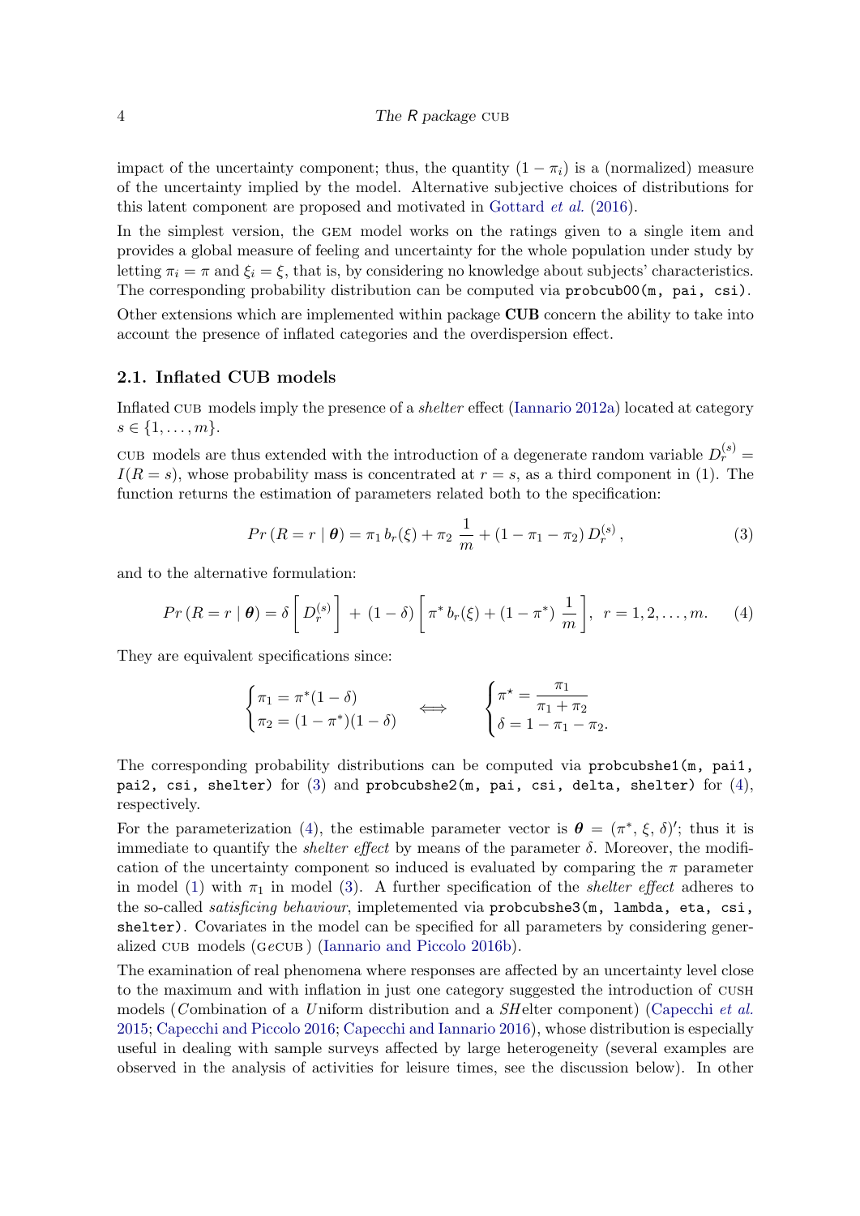impact of the uncertainty component; thus, the quantity $(1 - \pi_i)$ is a (normalized) measure of the uncertainty implied by the model. Alternative subjective choices of distributions for this latent component are proposed and motivated in Gottard *et al.* (2016).

In the simplest version, the GEM model works on the ratings given to a single item and provides a global measure of feeling and uncertainty for the whole population under study by letting $\pi_i = \pi$ and $\xi_i = \xi$, that is, by considering no knowledge about subjects' characteristics. The corresponding probability distribution can be computed via `probcub00(m, pai, csi)`.

Other extensions which are implemented within package **CUB** concern the ability to take into account the presence of inflated categories and the overdispersion effect.

### 2.1. Inflated CUB models

Inflated CUB models imply the presence of a *shelter* effect (Iannario 2012a) located at category $s \in \{1, \dots, m\}$.

CUB models are thus extended with the introduction of a degenerate random variable $D_r^{(s)} = I(R = s)$, whose probability mass is concentrated at $r = s$, as a third component in (1). The function returns the estimation of parameters related both to the specification:

$$Pr\left(R = r \mid \boldsymbol{\theta}\right) = \pi_1 \, b_r(\xi) + \pi_2 \, \frac{1}{m} + (1 - \pi_1 - \pi_2) \, D_r^{(s)} \,, \tag{3}$$

and to the alternative formulation:

$$Pr\left(R = r \mid \boldsymbol{\theta}\right) = \delta \left[ D_r^{(s)} \right] + (1 - \delta) \left[ \pi^* \, b_r(\xi) + (1 - \pi^*) \, \frac{1}{m} \right], \;\; r = 1, 2, \dots, m. \tag{4}$$

They are equivalent specifications since:

$$\begin{cases} \pi_1 = \pi^*(1 - \delta) \\ \pi_2 = (1 - \pi^*)(1 - \delta) \end{cases} \quad \Longleftrightarrow \quad \begin{cases} \pi^\star = \dfrac{\pi_1}{\pi_1 + \pi_2} \\ \delta = 1 - \pi_1 - \pi_2. \end{cases}$$

The corresponding probability distributions can be computed via `probcubshe1(m, pai1, pai2, csi, shelter)` for (3) and `probcubshe2(m, pai, csi, delta, shelter)` for (4), respectively.

For the parameterization (4), the estimable parameter vector is $\boldsymbol{\theta} = (\pi^*, \xi, \delta)'$; thus it is immediate to quantify the *shelter effect* by means of the parameter $\delta$. Moreover, the modification of the uncertainty component so induced is evaluated by comparing the $\pi$ parameter in model (1) with $\pi_1$ in model (3). A further specification of the *shelter effect* adheres to the so-called *satisficing behaviour*, impletemented via `probcubshe3(m, lambda, eta, csi, shelter)`. Covariates in the model can be specified for all parameters by considering generalized CUB models (GeCUB) (Iannario and Piccolo 2016b).

The examination of real phenomena where responses are affected by an uncertainty level close to the maximum and with inflation in just one category suggested the introduction of CUSH models (*C*ombination of a *U*niform distribution and a *SH*elter component) (Capecchi *et al.* 2015; Capecchi and Piccolo 2016; Capecchi and Iannario 2016), whose distribution is especially useful in dealing with sample surveys affected by large heterogeneity (several examples are observed in the analysis of activities for leisure times, see the discussion below). In other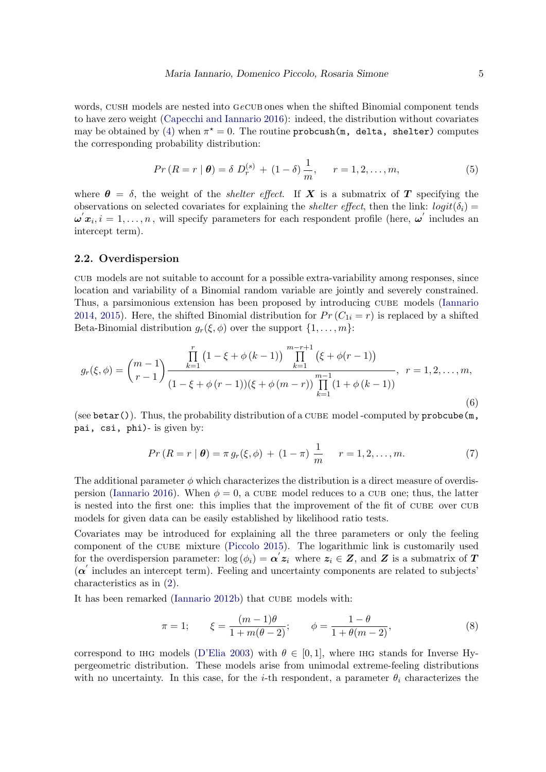words, CUSH models are nested into GeCUB ones when the shifted Binomial component tends to have zero weight (Capecchi and Iannario 2016): indeed, the distribution without covariates may be obtained by (4) when $\pi^\star = 0$. The routine `probcush(m, delta, shelter)` computes the corresponding probability distribution:

$$Pr\,(R = r \mid \boldsymbol{\theta}) = \delta\; D_r^{(s)} \,+\, (1-\delta)\,\frac{1}{m}, \qquad r = 1, 2, \ldots, m, \tag{5}$$

where $\boldsymbol{\theta} = \delta$, the weight of the *shelter effect*. If $\boldsymbol{X}$ is a submatrix of $\boldsymbol{T}$ specifying the observations on selected covariates for explaining the *shelter effect*, then the link: $logit(\delta_i) = \boldsymbol{\omega}^{'}\boldsymbol{x}_i, i = 1, \ldots, n$, will specify parameters for each respondent profile (here, $\boldsymbol{\omega}^{'}$ includes an intercept term).

### 2.2. Overdispersion

CUB models are not suitable to account for a possible extra-variability among responses, since location and variability of a Binomial random variable are jointly and severely constrained. Thus, a parsimonious extension has been proposed by introducing CUBE models (Iannario 2014, 2015). Here, the shifted Binomial distribution for $Pr\,(C_{1i} = r)$ is replaced by a shifted Beta-Binomial distribution $g_r(\xi, \phi)$ over the support $\{1, \ldots, m\}$:

$$g_r(\xi,\phi) = \binom{m-1}{r-1} \frac{\prod_{k=1}^{r}\big(1-\xi+\phi\,(k-1)\big)\prod_{k=1}^{m-r+1}\big(\xi+\phi(r-1)\big)}{(1-\xi+\phi\,(r-1))(\xi+\phi\,(m-r))\prod_{k=1}^{m-1}(1+\phi\,(k-1))},\;\; r = 1, 2, \ldots, m, \tag{6}$$

(see `betar()`). Thus, the probability distribution of a CUBE model -computed by `probcube(m, pai, csi, phi)`- is given by:

$$Pr\,(R = r \mid \boldsymbol{\theta}) = \pi\, g_r(\xi,\phi) \,+\, (1-\pi)\,\frac{1}{m} \qquad r = 1, 2, \ldots, m. \tag{7}$$

The additional parameter $\phi$ which characterizes the distribution is a direct measure of overdispersion (Iannario 2016). When $\phi = 0$, a CUBE model reduces to a CUB one; thus, the latter is nested into the first one: this implies that the improvement of the fit of CUBE over CUB models for given data can be easily established by likelihood ratio tests.

Covariates may be introduced for explaining all the three parameters or only the feeling component of the CUBE mixture (Piccolo 2015). The logarithmic link is customarily used for the overdispersion parameter: $\log{(\phi_i)} = \boldsymbol{\alpha}^{'}\boldsymbol{z}_i$ where $\boldsymbol{z}_i \in \boldsymbol{Z}$, and $\boldsymbol{Z}$ is a submatrix of $\boldsymbol{T}$ ($\boldsymbol{\alpha}^{'}$ includes an intercept term). Feeling and uncertainty components are related to subjects' characteristics as in (2).

It has been remarked (Iannario 2012b) that CUBE models with:

$$\pi = 1; \qquad \xi = \frac{(m-1)\theta}{1+m(\theta-2)}; \qquad \phi = \frac{1-\theta}{1+\theta(m-2)}, \tag{8}$$

correspond to IHG models (D'Elia 2003) with $\theta \in [0, 1]$, where IHG stands for Inverse Hypergeometric distribution. These models arise from unimodal extreme-feeling distributions with no uncertainty. In this case, for the $i$-th respondent, a parameter $\theta_i$ characterizes the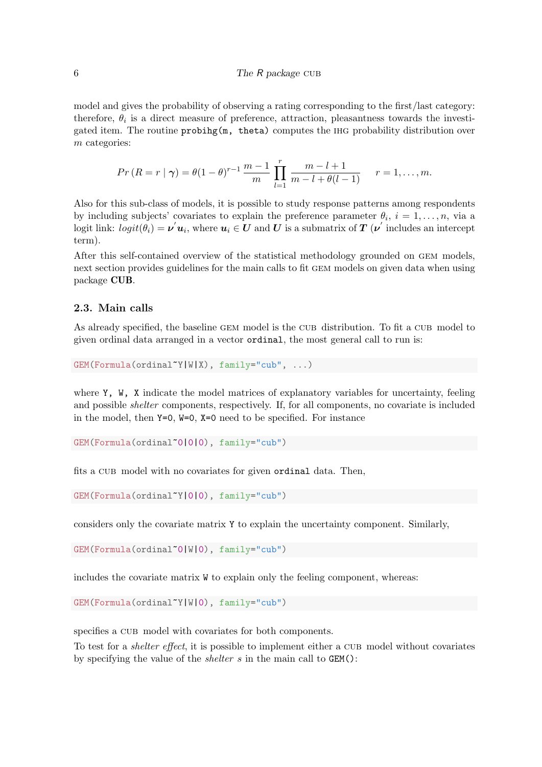model and gives the probability of observing a rating corresponding to the first/last category: therefore, $\theta_i$ is a direct measure of preference, attraction, pleasantness towards the investigated item. The routine `probihg(m, theta)` computes the IHG probability distribution over $m$ categories:

$$Pr\left(R = r \mid \boldsymbol{\gamma}\right) = \theta(1-\theta)^{r-1}\,\frac{m-1}{m}\prod_{l=1}^{r}\frac{m-l+1}{m-l+\theta(l-1)} \qquad r = 1,\ldots,m.$$

Also for this sub-class of models, it is possible to study response patterns among respondents by including subjects' covariates to explain the preference parameter $\theta_i$, $i = 1,\ldots,n$, via a logit link: $logit(\theta_i) = \boldsymbol{\nu}'\boldsymbol{u}_i$, where $\boldsymbol{u}_i \in \boldsymbol{U}$ and $\boldsymbol{U}$ is a submatrix of $\boldsymbol{T}$ ($\boldsymbol{\nu}'$ includes an intercept term).

After this self-contained overview of the statistical methodology grounded on GEM models, next section provides guidelines for the main calls to fit GEM models on given data when using package **CUB**.

### 2.3. Main calls

As already specified, the baseline GEM model is the CUB distribution. To fit a CUB model to given ordinal data arranged in a vector `ordinal`, the most general call to run is:

```
GEM(Formula(ordinal~Y|W|X), family="cub", ...)
```

where `Y, W, X` indicate the model matrices of explanatory variables for uncertainty, feeling and possible *shelter* components, respectively. If, for all components, no covariate is included in the model, then `Y=0, W=0, X=0` need to be specified. For instance

```
GEM(Formula(ordinal~0|0|0), family="cub")
```

fits a CUB model with no covariates for given `ordinal` data. Then,

```
GEM(Formula(ordinal~Y|0|0), family="cub")
```

considers only the covariate matrix `Y` to explain the uncertainty component. Similarly,

```
GEM(Formula(ordinal~0|W|0), family="cub")
```

includes the covariate matrix `W` to explain only the feeling component, whereas:

```
GEM(Formula(ordinal~Y|W|0), family="cub")
```

specifies a CUB model with covariates for both components.

To test for a *shelter effect*, it is possible to implement either a CUB model without covariates by specifying the value of the *shelter* $s$ in the main call to `GEM()`: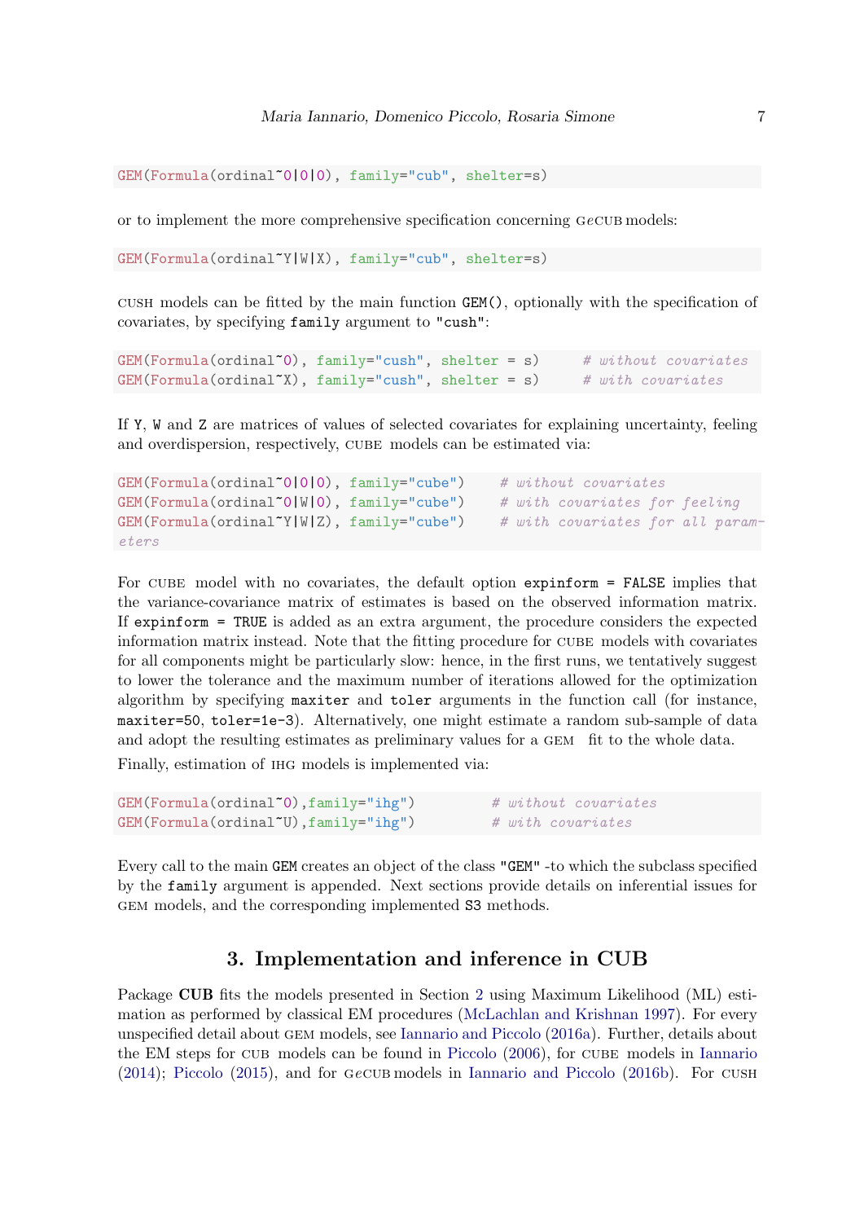```
GEM(Formula(ordinal~0|0|0), family="cub", shelter=s)
```

or to implement the more comprehensive specification concerning GeCUB models:

```
GEM(Formula(ordinal~Y|W|X), family="cub", shelter=s)
```

CUSH models can be fitted by the main function `GEM()`, optionally with the specification of covariates, by specifying `family` argument to `"cush"`:

```
GEM(Formula(ordinal~0), family="cush", shelter = s)     # without covariates
GEM(Formula(ordinal~X), family="cush", shelter = s)     # with covariates
```

If `Y`, `W` and `Z` are matrices of values of selected covariates for explaining uncertainty, feeling and overdispersion, respectively, CUBE models can be estimated via:

```
GEM(Formula(ordinal~0|0|0), family="cube")    # without covariates
GEM(Formula(ordinal~0|W|0), family="cube")    # with covariates for feeling
GEM(Formula(ordinal~Y|W|Z), family="cube")    # with covariates for all parameters
```

For CUBE model with no covariates, the default option `expinform = FALSE` implies that the variance-covariance matrix of estimates is based on the observed information matrix. If `expinform = TRUE` is added as an extra argument, the procedure considers the expected information matrix instead. Note that the fitting procedure for CUBE models with covariates for all components might be particularly slow: hence, in the first runs, we tentatively suggest to lower the tolerance and the maximum number of iterations allowed for the optimization algorithm by specifying `maxiter` and `toler` arguments in the function call (for instance, `maxiter=50`, `toler=1e-3`). Alternatively, one might estimate a random sub-sample of data and adopt the resulting estimates as preliminary values for a GEM fit to the whole data.

Finally, estimation of IHG models is implemented via:

```
GEM(Formula(ordinal~0),family="ihg")          # without covariates
GEM(Formula(ordinal~U),family="ihg")          # with covariates
```

Every call to the main `GEM` creates an object of the class `"GEM"` -to which the subclass specified by the `family` argument is appended. Next sections provide details on inferential issues for GEM models, and the corresponding implemented `S3` methods.

## 3. Implementation and inference in CUB

Package **CUB** fits the models presented in Section 2 using Maximum Likelihood (ML) estimation as performed by classical EM procedures (McLachlan and Krishnan 1997). For every unspecified detail about GEM models, see Iannario and Piccolo (2016a). Further, details about the EM steps for CUB models can be found in Piccolo (2006), for CUBE models in Iannario (2014); Piccolo (2015), and for GeCUB models in Iannario and Piccolo (2016b). For CUSH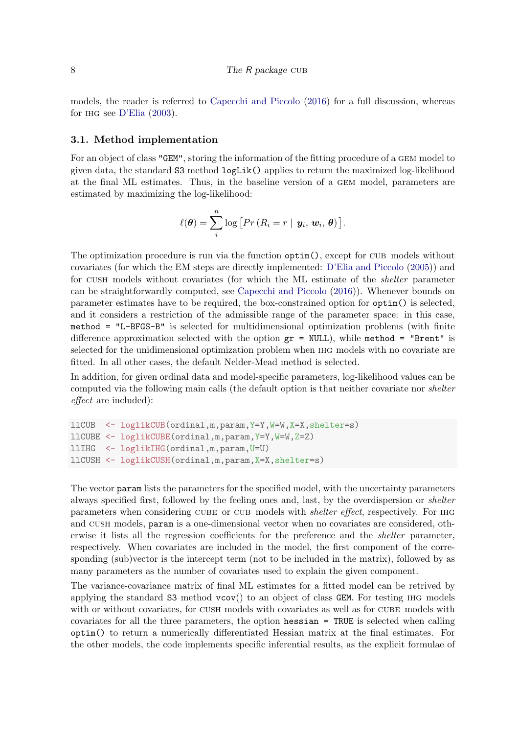models, the reader is referred to Capecchi and Piccolo (2016) for a full discussion, whereas for IHG see D'Elia (2003).

### 3.1. Method implementation

For an object of class "GEM", storing the information of the fitting procedure of a GEM model to given data, the standard S3 method `logLik()` applies to return the maximized log-likelihood at the final ML estimates. Thus, in the baseline version of a GEM model, parameters are estimated by maximizing the log-likelihood:

$$\ell(\boldsymbol{\theta}) = \sum_{i}^{n} \log \left[ Pr\left(R_i = r \mid \boldsymbol{y}_i, \boldsymbol{w}_i, \boldsymbol{\theta}\right)\right].$$

The optimization procedure is run via the function `optim()`, except for CUB models without covariates (for which the EM steps are directly implemented: D'Elia and Piccolo (2005)) and for CUSH models without covariates (for which the ML estimate of the *shelter* parameter can be straightforwardly computed, see Capecchi and Piccolo (2016)). Whenever bounds on parameter estimates have to be required, the box-constrained option for `optim()` is selected, and it considers a restriction of the admissible range of the parameter space: in this case, `method = "L-BFGS-B"` is selected for multidimensional optimization problems (with finite difference approximation selected with the option `gr = NULL`), while `method = "Brent"` is selected for the unidimensional optimization problem when IHG models with no covariate are fitted. In all other cases, the default Nelder-Mead method is selected.

In addition, for given ordinal data and model-specific parameters, log-likelihood values can be computed via the following main calls (the default option is that neither covariate nor *shelter effect* are included):

```
llCUB  <- loglikCUB(ordinal,m,param,Y=Y,W=W,X=X,shelter=s)
llCUBE <- loglikCUBE(ordinal,m,param,Y=Y,W=W,Z=Z)
llIHG  <- loglikIHG(ordinal,m,param,U=U)
llCUSH <- loglikCUSH(ordinal,m,param,X=X,shelter=s)
```

The vector `param` lists the parameters for the specified model, with the uncertainty parameters always specified first, followed by the feeling ones and, last, by the overdispersion or *shelter* parameters when considering CUBE or CUB models with *shelter effect*, respectively. For IHG and CUSH models, `param` is a one-dimensional vector when no covariates are considered, otherwise it lists all the regression coefficients for the preference and the *shelter* parameter, respectively. When covariates are included in the model, the first component of the corresponding (sub)vector is the intercept term (not to be included in the matrix), followed by as many parameters as the number of covariates used to explain the given component.

The variance-covariance matrix of final ML estimates for a fitted model can be retrived by applying the standard S3 method vcov() to an object of class GEM. For testing IHG models with or without covariates, for CUSH models with covariates as well as for CUBE models with covariates for all the three parameters, the option `hessian = TRUE` is selected when calling `optim()` to return a numerically differentiated Hessian matrix at the final estimates. For the other models, the code implements specific inferential results, as the explicit formulae of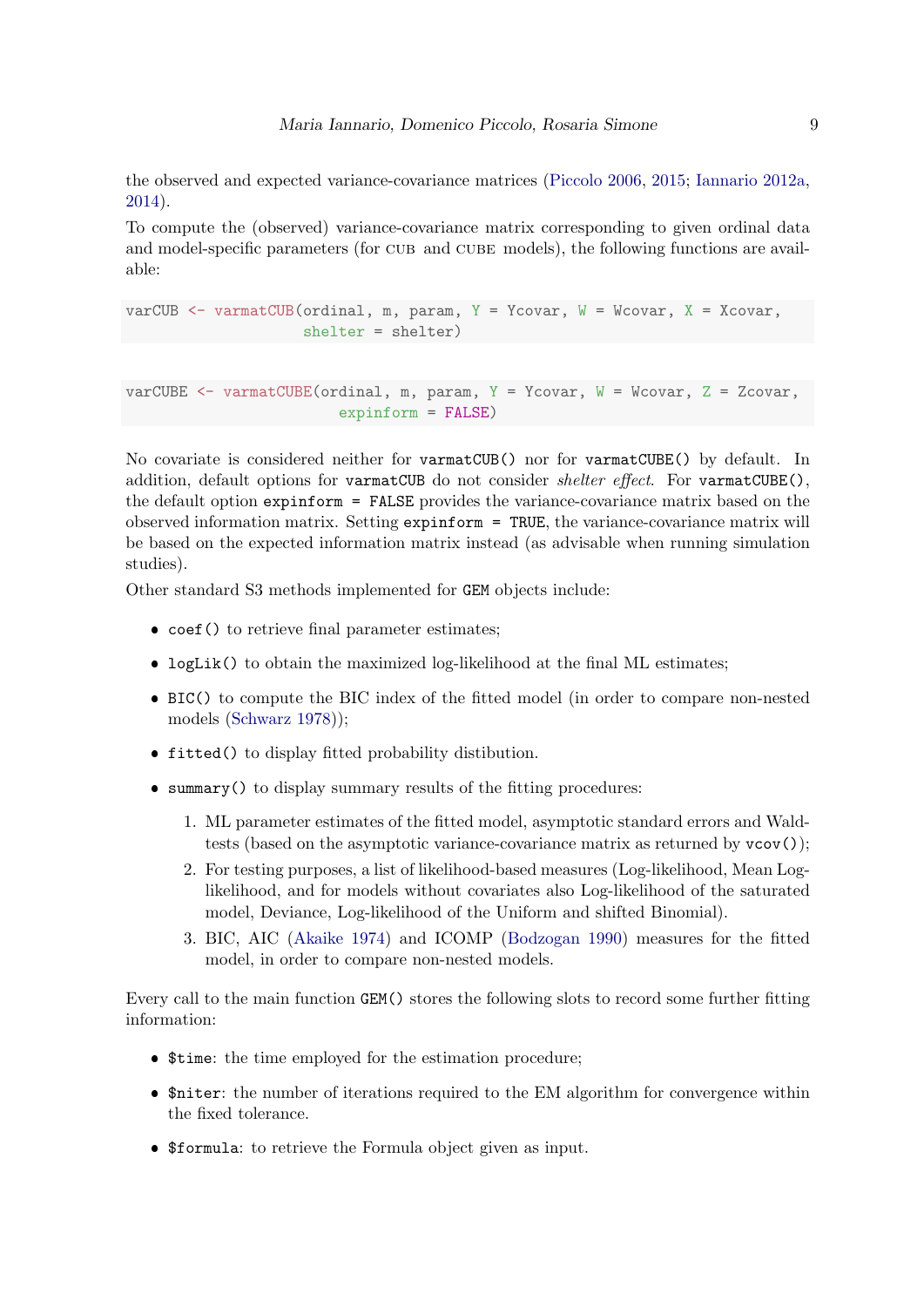the observed and expected variance-covariance matrices (Piccolo 2006, 2015; Iannario 2012a, 2014).

To compute the (observed) variance-covariance matrix corresponding to given ordinal data and model-specific parameters (for CUB and CUBE models), the following functions are available:

```
varCUB <- varmatCUB(ordinal, m, param, Y = Ycovar, W = Wcovar, X = Xcovar,
                    shelter = shelter)
```

```
varCUBE <- varmatCUBE(ordinal, m, param, Y = Ycovar, W = Wcovar, Z = Zcovar,
                      expinform = FALSE)
```

No covariate is considered neither for `varmatCUB()` nor for `varmatCUBE()` by default. In addition, default options for `varmatCUB` do not consider *shelter effect*. For `varmatCUBE()`, the default option `expinform = FALSE` provides the variance-covariance matrix based on the observed information matrix. Setting `expinform = TRUE`, the variance-covariance matrix will be based on the expected information matrix instead (as advisable when running simulation studies).

Other standard S3 methods implemented for `GEM` objects include:

- `coef()` to retrieve final parameter estimates;
- `logLik()` to obtain the maximized log-likelihood at the final ML estimates;
- `BIC()` to compute the BIC index of the fitted model (in order to compare non-nested models (Schwarz 1978));
- `fitted()` to display fitted probability distibution.
- `summary()` to display summary results of the fitting procedures:
  1. ML parameter estimates of the fitted model, asymptotic standard errors and Wald-tests (based on the asymptotic variance-covariance matrix as returned by `vcov()`);
  2. For testing purposes, a list of likelihood-based measures (Log-likelihood, Mean Log-likelihood, and for models without covariates also Log-likelihood of the saturated model, Deviance, Log-likelihood of the Uniform and shifted Binomial).
  3. BIC, AIC (Akaike 1974) and ICOMP (Bodzogan 1990) measures for the fitted model, in order to compare non-nested models.

Every call to the main function `GEM()` stores the following slots to record some further fitting information:

- `$time`: the time employed for the estimation procedure;
- `$niter`: the number of iterations required to the EM algorithm for convergence within the fixed tolerance.
- `$formula`: to retrieve the Formula object given as input.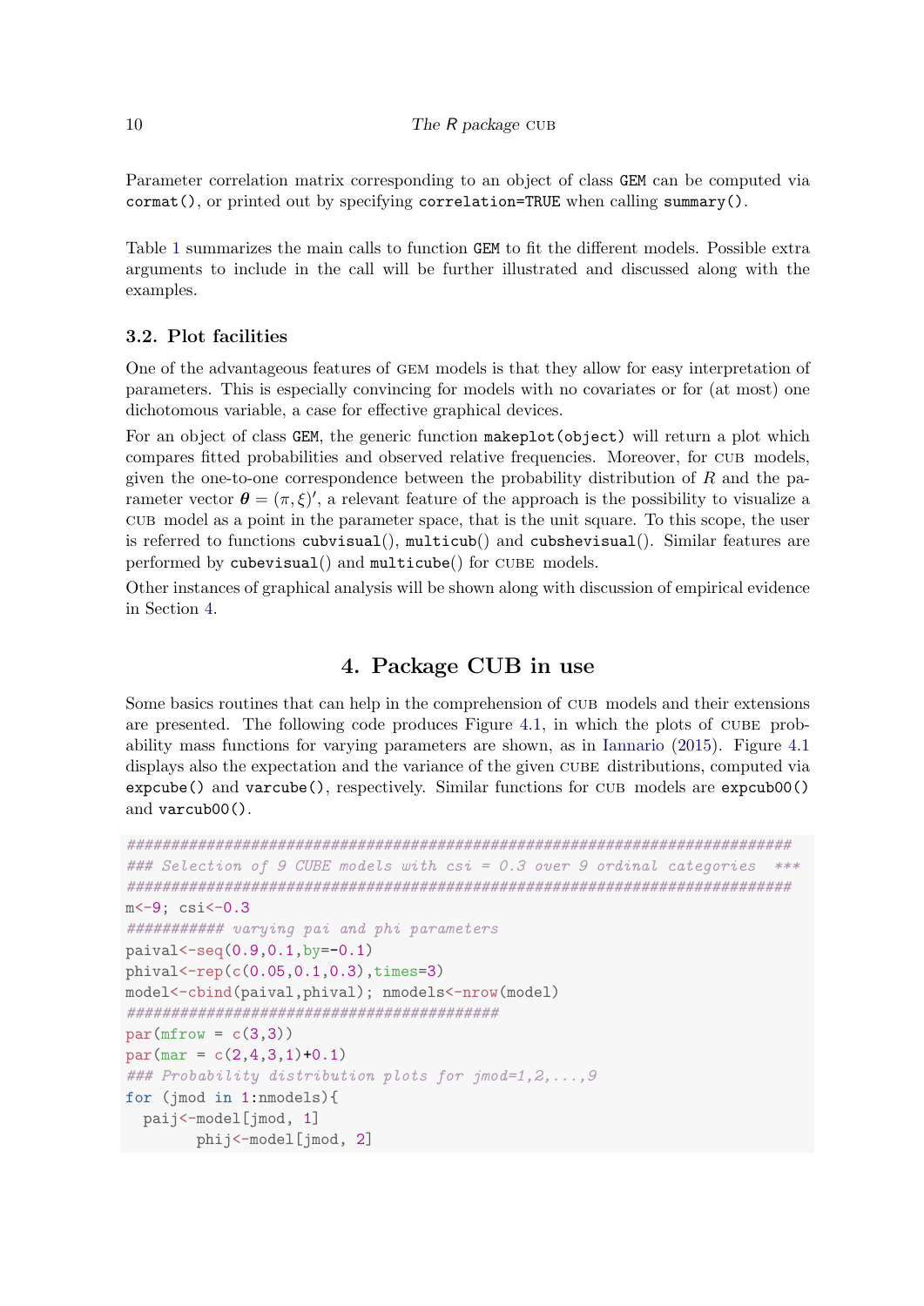Parameter correlation matrix corresponding to an object of class `GEM` can be computed via `cormat()`, or printed out by specifying `correlation=TRUE` when calling `summary()`.

Table 1 summarizes the main calls to function `GEM` to fit the different models. Possible extra arguments to include in the call will be further illustrated and discussed along with the examples.

### 3.2. Plot facilities

One of the advantageous features of GEM models is that they allow for easy interpretation of parameters. This is especially convincing for models with no covariates or for (at most) one dichotomous variable, a case for effective graphical devices.

For an object of class `GEM`, the generic function `makeplot(object)` will return a plot which compares fitted probabilities and observed relative frequencies. Moreover, for CUB models, given the one-to-one correspondence between the probability distribution of $R$ and the parameter vector $\boldsymbol{\theta} = (\pi, \xi)'$, a relevant feature of the approach is the possibility to visualize a CUB model as a point in the parameter space, that is the unit square. To this scope, the user is referred to functions `cubvisual`(), `multicub`() and `cubshevisual`(). Similar features are performed by `cubevisual`() and `multicube`() for CUBE models.

Other instances of graphical analysis will be shown along with discussion of empirical evidence in Section 4.

## 4. Package CUB in use

Some basics routines that can help in the comprehension of CUB models and their extensions are presented. The following code produces Figure 4.1, in which the plots of CUBE probability mass functions for varying parameters are shown, as in Iannario (2015). Figure 4.1 displays also the expectation and the variance of the given CUBE distributions, computed via `expcube()` and `varcube()`, respectively. Similar functions for CUB models are `expcub00()` and `varcub00()`.

```
################################################################################
### Selection of 9 CUBE models with csi = 0.3 over 9 ordinal categories  ***
################################################################################
m<-9; csi<-0.3
########### varying pai and phi parameters
paival<-seq(0.9,0.1,by=-0.1)
phival<-rep(c(0.05,0.1,0.3),times=3)
model<-cbind(paival,phival); nmodels<-nrow(model)
##########################################
par(mfrow = c(3,3))
par(mar = c(2,4,3,1)+0.1)
### Probability distribution plots for jmod=1,2,...,9
for (jmod in 1:nmodels){
  paij<-model[jmod, 1]
        phij<-model[jmod, 2]
```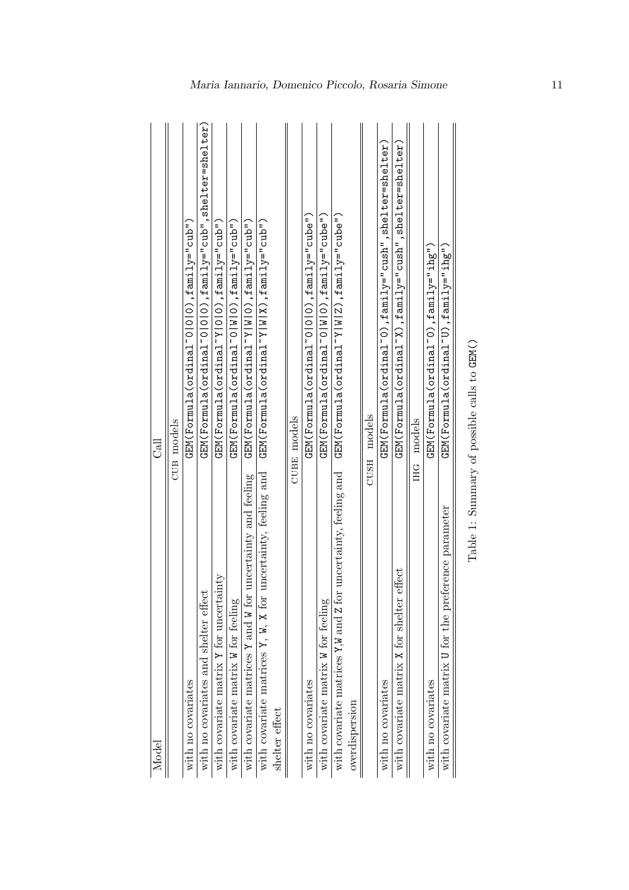| Model | Call |
|---|---|
| CUB models | |
| with no covariates | `GEM(Formula(ordinal~0|0|0),family="cub")` |
| with no covariates and shelter effect | `GEM(Formula(ordinal~0|0|0),family="cub",shelter=shelter)` |
| with covariate matrix `Y` for uncertainty | `GEM(Formula(ordinal~Y|0|0),family="cub")` |
| with covariate matrix `W` for feeling | `GEM(Formula(ordinal~0|W|0),family="cub")` |
| with covariate matrices `Y` and `W` for uncertainty and feeling | `GEM(Formula(ordinal~Y|W|0),family="cub")` |
| with covariate matrices `Y`, `W`, `X` for uncertainty, feeling and shelter effect | `GEM(Formula(ordinal~Y|W|X),family="cub")` |
| CUBE models | |
| with no covariates | `GEM(Formula(ordinal~0|0|0),family="cube")` |
| with covariate matrix `W` for feeling | `GEM(Formula(ordinal~0|W|0),family="cube")` |
| with covariate matrices `Y`,`W` and `Z` for uncertainty, feeling and overdispersion | `GEM(Formula(ordinal~Y|W|Z),family="cube")` |
| CUSH models | |
| with no covariates | `GEM(Formula(ordinal~0),family="cush",shelter=shelter)` |
| with covariate matrix `X` for shelter effect | `GEM(Formula(ordinal~X),family="cush",shelter=shelter)` |
| IHG models | |
| with no covariates | `GEM(Formula(ordinal~0),family="ihg")` |
| with covariate matrix `U` for the preference parameter | `GEM(Formula(ordinal~U),family="ihg")` |

Table 1: Summary of possible calls to `GEM()`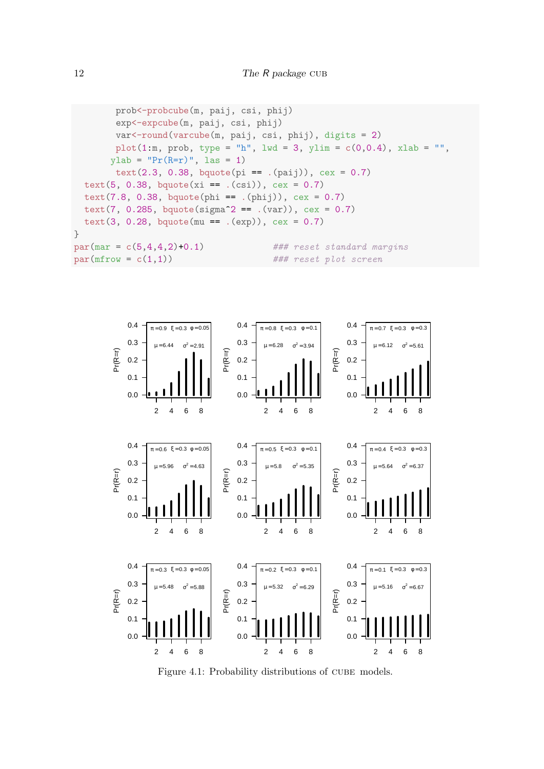```
        prob<-probcube(m, paij, csi, phij)
        exp<-expcube(m, paij, csi, phij)
        var<-round(varcube(m, paij, csi, phij), digits = 2)
        plot(1:m, prob, type = "h", lwd = 3, ylim = c(0,0.4), xlab = "",
       ylab = "Pr(R=r)", las = 1)
        text(2.3, 0.38, bquote(pi == .(paij)), cex = 0.7)
  text(5, 0.38, bquote(xi == .(csi)), cex = 0.7)
  text(7.8, 0.38, bquote(phi == .(phij)), cex = 0.7)
  text(7, 0.285, bquote(sigma^2 == .(var)), cex = 0.7)
  text(3, 0.28, bquote(mu == .(exp)), cex = 0.7)
}
par(mar = c(5,4,4,2)+0.1)              ### reset standard margins
par(mfrow = c(1,1))                    ### reset plot screen
```

Figure 4.1: Probability distributions of CUBE models.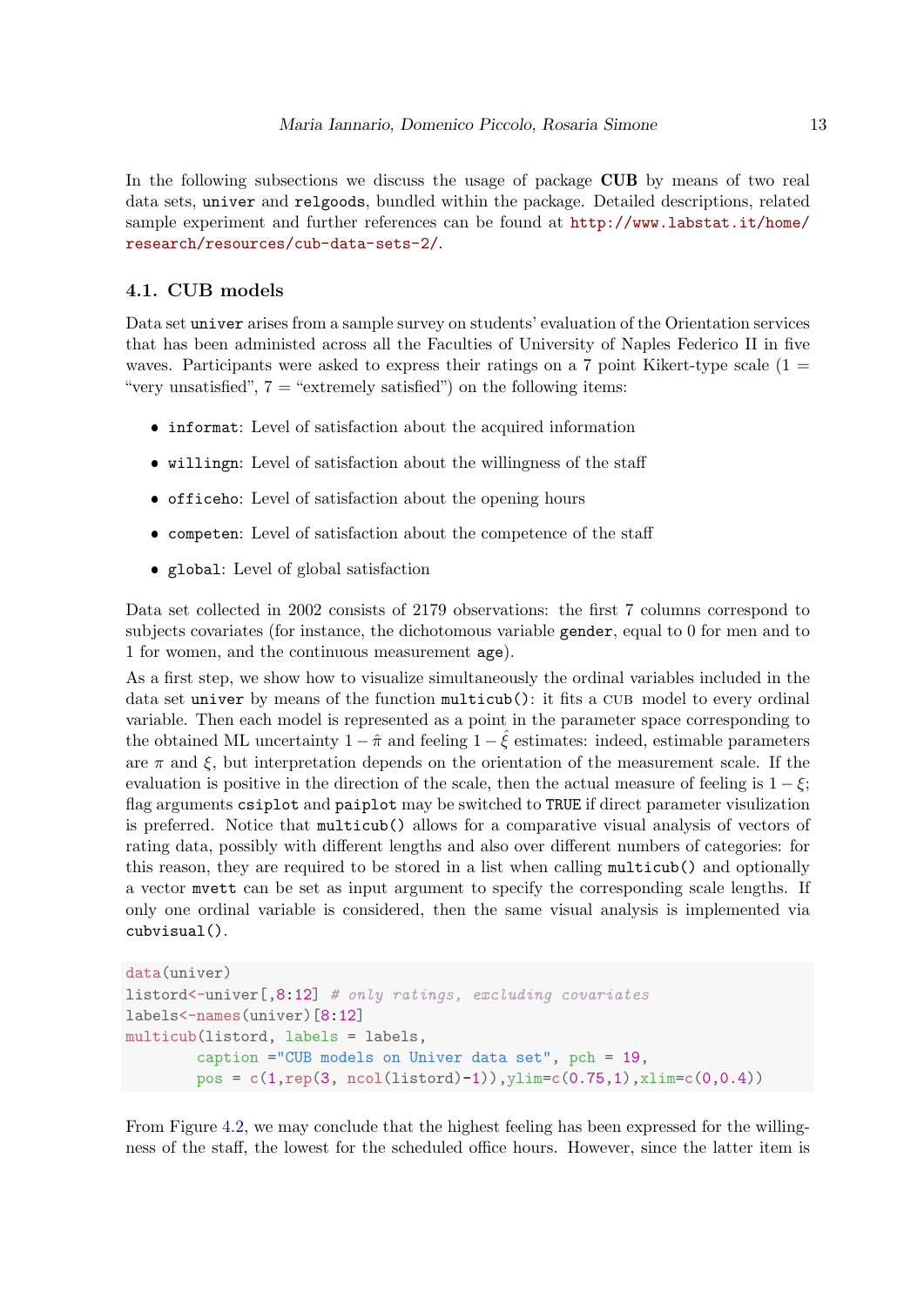In the following subsections we discuss the usage of package **CUB** by means of two real data sets, `univer` and `relgoods`, bundled within the package. Detailed descriptions, related sample experiment and further references can be found at http://www.labstat.it/home/research/resources/cub-data-sets-2/.

## 4.1. CUB models

Data set `univer` arises from a sample survey on students' evaluation of the Orientation services that has been administed across all the Faculties of University of Naples Federico II in five waves. Participants were asked to express their ratings on a 7 point Kikert-type scale (1 = "very unsatisfied", 7 = "extremely satisfied") on the following items:

- `informat`: Level of satisfaction about the acquired information
- `willingn`: Level of satisfaction about the willingness of the staff
- `officeho`: Level of satisfaction about the opening hours
- `competen`: Level of satisfaction about the competence of the staff
- `global`: Level of global satisfaction

Data set collected in 2002 consists of 2179 observations: the first 7 columns correspond to subjects covariates (for instance, the dichotomous variable `gender`, equal to 0 for men and to 1 for women, and the continuous measurement `age`).

As a first step, we show how to visualize simultaneously the ordinal variables included in the data set `univer` by means of the function `multicub()`: it fits a CUB model to every ordinal variable. Then each model is represented as a point in the parameter space corresponding to the obtained ML uncertainty $1 - \hat{\pi}$ and feeling $1 - \hat{\xi}$ estimates: indeed, estimable parameters are $\pi$ and $\xi$, but interpretation depends on the orientation of the measurement scale. If the evaluation is positive in the direction of the scale, then the actual measure of feeling is $1 - \xi$; flag arguments `csiplot` and `paiplot` may be switched to `TRUE` if direct parameter visulization is preferred. Notice that `multicub()` allows for a comparative visual analysis of vectors of rating data, possibly with different lengths and also over different numbers of categories: for this reason, they are required to be stored in a list when calling `multicub()` and optionally a vector `mvett` can be set as input argument to specify the corresponding scale lengths. If only one ordinal variable is considered, then the same visual analysis is implemented via `cubvisual()`.

```
data(univer)
listord<-univer[,8:12] # only ratings, excluding covariates
labels<-names(univer)[8:12]
multicub(listord, labels = labels,
        caption ="CUB models on Univer data set", pch = 19,
        pos = c(1,rep(3, ncol(listord)-1)),ylim=c(0.75,1),xlim=c(0,0.4))
```

From Figure 4.2, we may conclude that the highest feeling has been expressed for the willingness of the staff, the lowest for the scheduled office hours. However, since the latter item is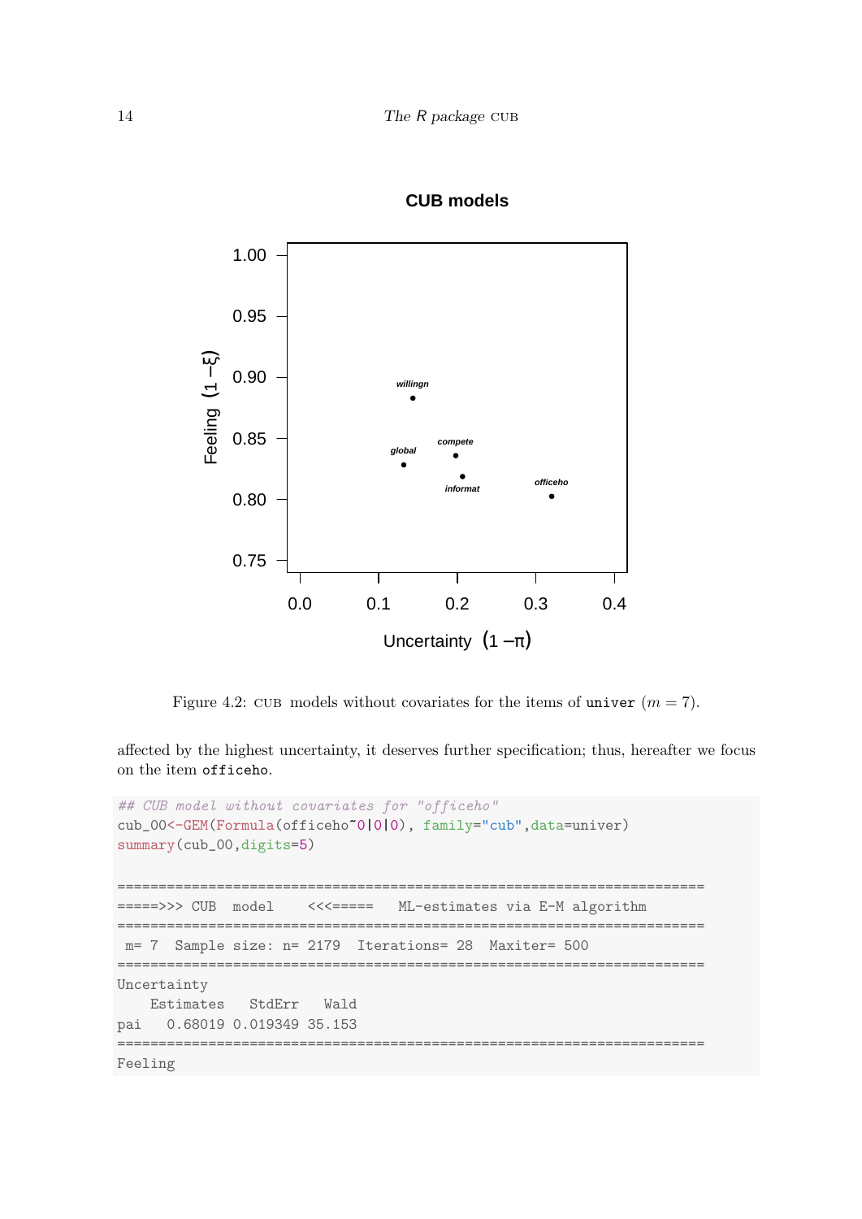Figure 4.2: CUB models without covariates for the items of `univer` ($m = 7$).

affected by the highest uncertainty, it deserves further specification; thus, hereafter we focus on the item `officeho`.

```
## CUB model without covariates for "officeho"
cub_00<-GEM(Formula(officeho~0|0|0), family="cub",data=univer)
summary(cub_00,digits=5)

=======================================================================
=====>>> CUB  model    <<<=====   ML-estimates via E-M algorithm
=======================================================================
 m= 7  Sample size: n= 2179  Iterations= 28  Maxiter= 500
=======================================================================
Uncertainty
    Estimates   StdErr   Wald
pai   0.68019 0.019349 35.153
=======================================================================
Feeling
```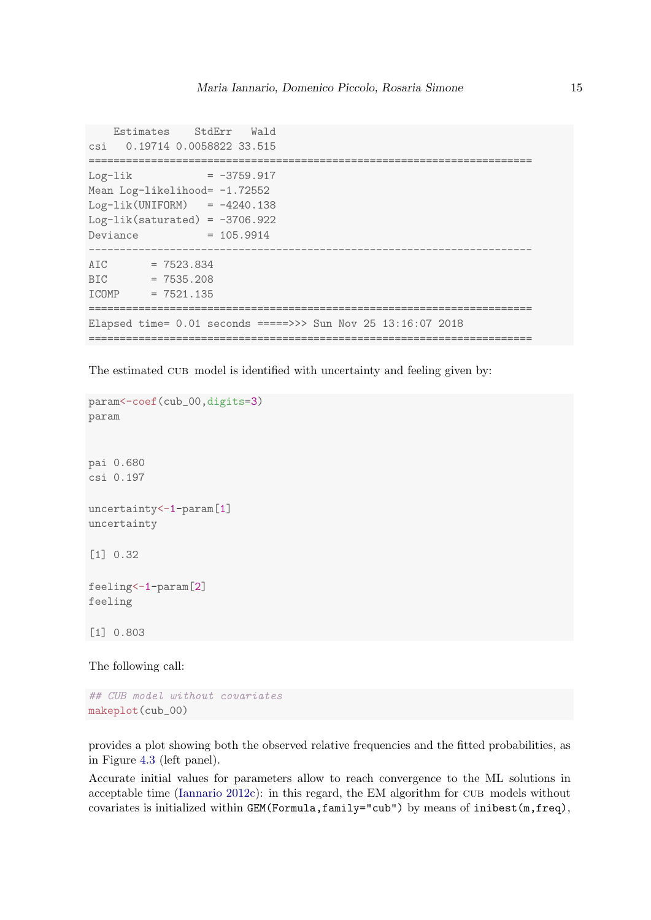```
    Estimates    StdErr   Wald
csi   0.19714 0.0058822 33.515
=======================================================================
Log-lik            = -3759.917
Mean Log-likelihood= -1.72552
Log-lik(UNIFORM)   = -4240.138
Log-lik(saturated) = -3706.922
Deviance           = 105.9914
-----------------------------------------------------------------------
AIC       = 7523.834
BIC       = 7535.208
ICOMP     = 7521.135
=======================================================================
Elapsed time= 0.01 seconds =====>>> Sun Nov 25 13:16:07 2018
=======================================================================
```

The estimated CUB model is identified with uncertainty and feeling given by:

```
param<-coef(cub_00,digits=3)
param


pai 0.680
csi 0.197

uncertainty<-1-param[1]
uncertainty

[1] 0.32

feeling<-1-param[2]
feeling

[1] 0.803
```

The following call:

```
## CUB model without covariates
makeplot(cub_00)
```

provides a plot showing both the observed relative frequencies and the fitted probabilities, as in Figure 4.3 (left panel).

Accurate initial values for parameters allow to reach convergence to the ML solutions in acceptable time (Iannario 2012c): in this regard, the EM algorithm for CUB models without covariates is initialized within `GEM(Formula,family="cub")` by means of `inibest(m,freq)`,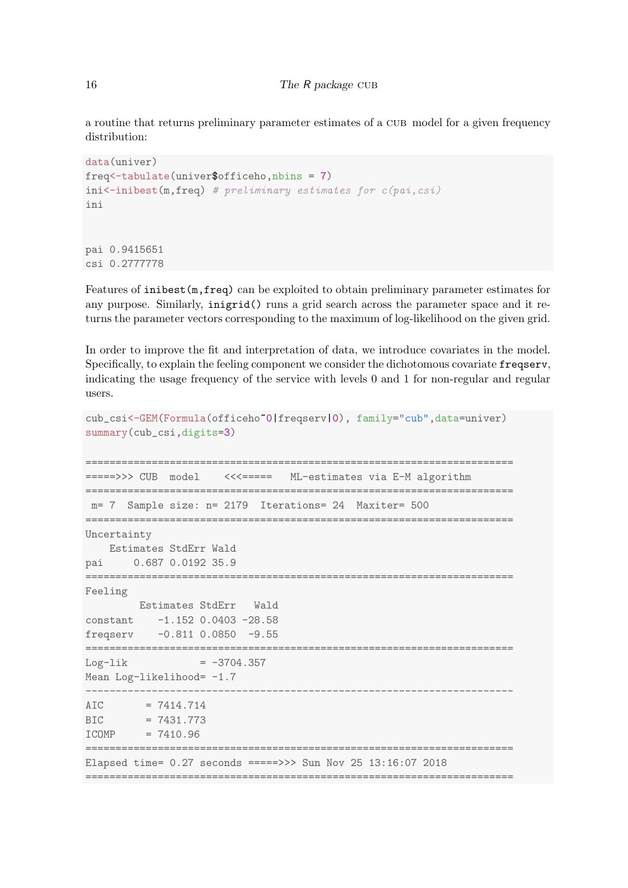a routine that returns preliminary parameter estimates of a CUB model for a given frequency distribution:

```
data(univer)
freq<-tabulate(univer$officeho,nbins = 7)
ini<-inibest(m,freq) # preliminary estimates for c(pai,csi)
ini


pai 0.9415651
csi 0.2777778
```

Features of `inibest(m,freq)` can be exploited to obtain preliminary parameter estimates for any purpose. Similarly, `inigrid()` runs a grid search across the parameter space and it returns the parameter vectors corresponding to the maximum of log-likelihood on the given grid.

In order to improve the fit and interpretation of data, we introduce covariates in the model. Specifically, to explain the feeling component we consider the dichotomous covariate `freqserv`, indicating the usage frequency of the service with levels 0 and 1 for non-regular and regular users.

```
cub_csi<-GEM(Formula(officeho~0|freqserv|0), family="cub",data=univer)
summary(cub_csi,digits=3)

=======================================================================
=====>>> CUB  model    <<<=====   ML-estimates via E-M algorithm
=======================================================================
 m= 7  Sample size: n= 2179  Iterations= 24  Maxiter= 500
=======================================================================
Uncertainty
    Estimates StdErr Wald
pai     0.687 0.0192 35.9
=======================================================================
Feeling
         Estimates StdErr   Wald
constant    -1.152 0.0403 -28.58
freqserv    -0.811 0.0850  -9.55
=======================================================================
Log-lik            = -3704.357
Mean Log-likelihood= -1.7
-----------------------------------------------------------------------
AIC       = 7414.714
BIC       = 7431.773
ICOMP     = 7410.96
=======================================================================
Elapsed time= 0.27 seconds =====>>> Sun Nov 25 13:16:07 2018
=======================================================================
```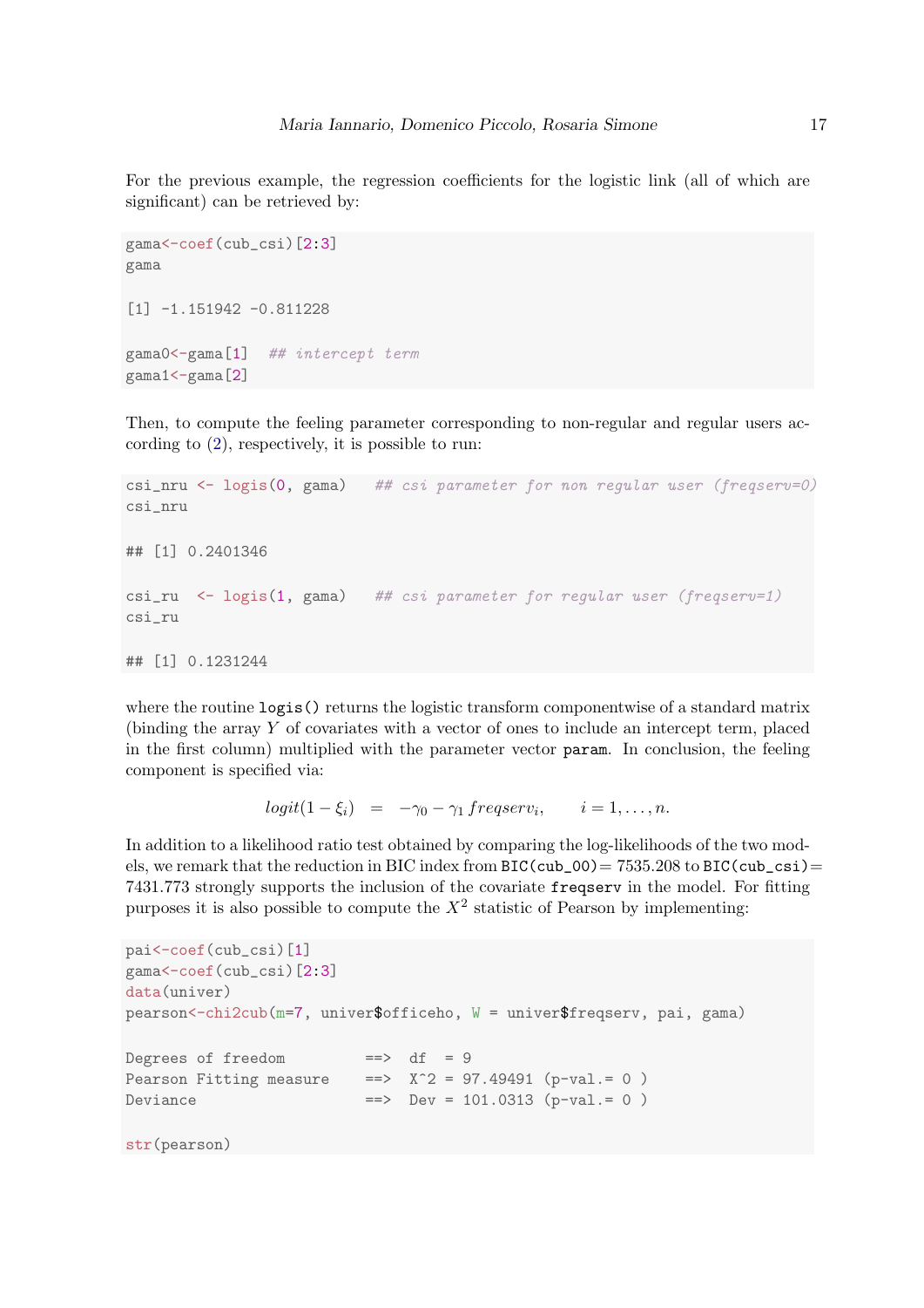For the previous example, the regression coefficients for the logistic link (all of which are significant) can be retrieved by:

```
gama<-coef(cub_csi)[2:3]
gama

[1] -1.151942 -0.811228

gama0<-gama[1]  ## intercept term
gama1<-gama[2]
```

Then, to compute the feeling parameter corresponding to non-regular and regular users according to (2), respectively, it is possible to run:

```
csi_nru <- logis(0, gama)   ## csi parameter for non regular user (freqserv=0)
csi_nru

## [1] 0.2401346

csi_ru  <- logis(1, gama)   ## csi parameter for regular user (freqserv=1)
csi_ru

## [1] 0.1231244
```

where the routine `logis()` returns the logistic transform componentwise of a standard matrix (binding the array $Y$ of covariates with a vector of ones to include an intercept term, placed in the first column) multiplied with the parameter vector `param`. In conclusion, the feeling component is specified via:

$$logit(1 - \xi_i) \quad = \quad -\gamma_0 - \gamma_1\, freqserv_i, \qquad i = 1, \ldots, n.$$

In addition to a likelihood ratio test obtained by comparing the log-likelihoods of the two models, we remark that the reduction in BIC index from `BIC(cub_00)`= 7535.208 to `BIC(cub_csi)`= 7431.773 strongly supports the inclusion of the covariate `freqserv` in the model. For fitting purposes it is also possible to compute the $X^2$ statistic of Pearson by implementing:

```
pai<-coef(cub_csi)[1]
gama<-coef(cub_csi)[2:3]
data(univer)
pearson<-chi2cub(m=7, univer$officeho, W = univer$freqserv, pai, gama)

Degrees of freedom         ==>  df  = 9
Pearson Fitting measure    ==>  X^2 = 97.49491 (p-val.= 0 )
Deviance                   ==>  Dev = 101.0313 (p-val.= 0 )

str(pearson)
```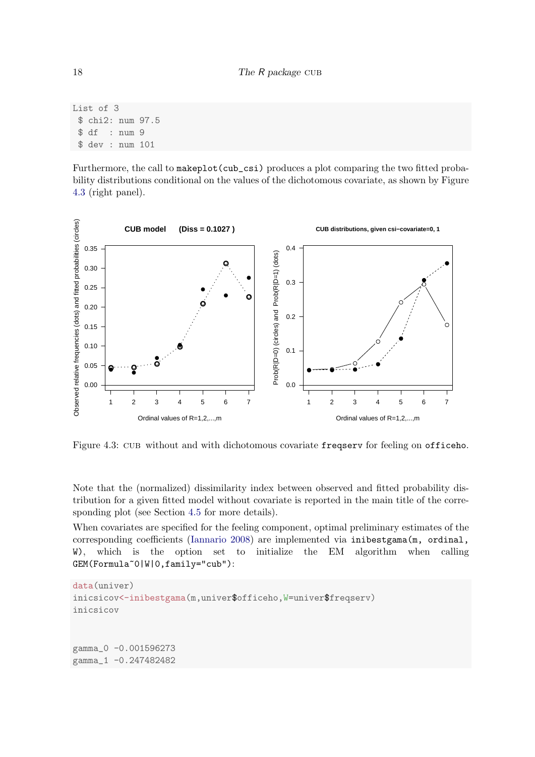```
List of 3
 $ chi2: num 97.5
 $ df  : num 9
 $ dev : num 101
```

Furthermore, the call to `makeplot(cub_csi)` produces a plot comparing the two fitted probability distributions conditional on the values of the dichotomous covariate, as shown by Figure 4.3 (right panel).

Figure 4.3: CUB without and with dichotomous covariate `freqserv` for feeling on `officeho`.

Note that the (normalized) dissimilarity index between observed and fitted probability distribution for a given fitted model without covariate is reported in the main title of the corresponding plot (see Section 4.5 for more details).

When covariates are specified for the feeling component, optimal preliminary estimates of the corresponding coefficients (Iannario 2008) are implemented via `inibestgama(m, ordinal, W)`, which is the option set to initialize the EM algorithm when calling `GEM(Formula~0|W|0,family="cub")`:

```
data(univer)
inicsicov<-inibestgama(m,univer$officeho,W=univer$freqserv)
inicsicov


gamma_0 -0.001596273
gamma_1 -0.247482482
```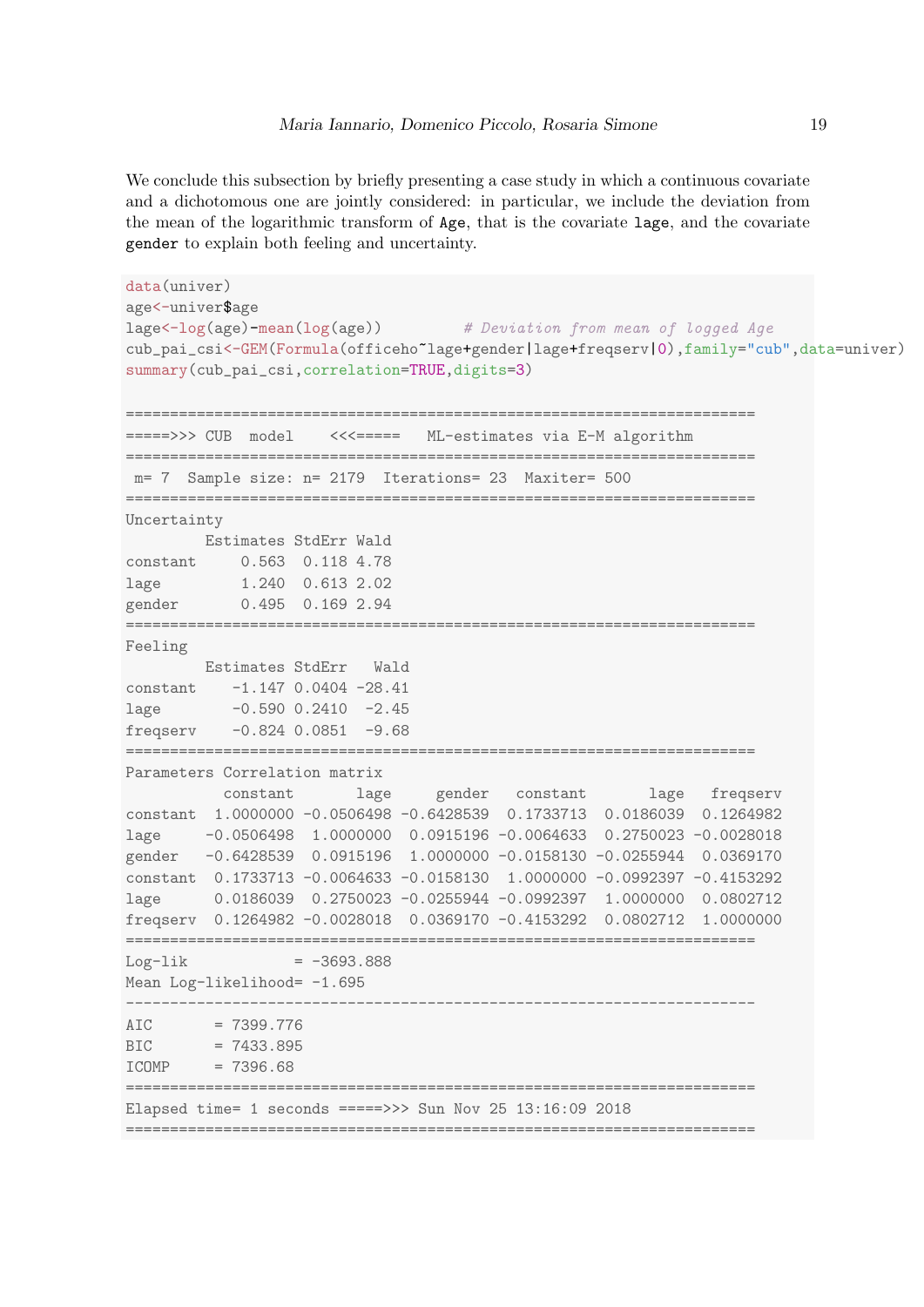We conclude this subsection by briefly presenting a case study in which a continuous covariate and a dichotomous one are jointly considered: in particular, we include the deviation from the mean of the logarithmic transform of `Age`, that is the covariate `lage`, and the covariate `gender` to explain both feeling and uncertainty.

```
data(univer)
age<-univer$age
lage<-log(age)-mean(log(age))        # Deviation from mean of logged Age
cub_pai_csi<-GEM(Formula(officeho~lage+gender|lage+freqserv|0),family="cub",data=univer)
summary(cub_pai_csi,correlation=TRUE,digits=3)

=======================================================================
=====>>> CUB  model    <<<=====   ML-estimates via E-M algorithm
=======================================================================
 m= 7  Sample size: n= 2179  Iterations= 23  Maxiter= 500
=======================================================================
Uncertainty
         Estimates StdErr Wald
constant     0.563  0.118 4.78
lage         1.240  0.613 2.02
gender       0.495  0.169 2.94
=======================================================================
Feeling
         Estimates StdErr   Wald
constant    -1.147 0.0404 -28.41
lage        -0.590 0.2410  -2.45
freqserv    -0.824 0.0851  -9.68
=======================================================================
Parameters Correlation matrix
           constant       lage     gender   constant       lage   freqserv
constant  1.0000000 -0.0506498 -0.6428539  0.1733713  0.0186039  0.1264982
lage     -0.0506498  1.0000000  0.0915196 -0.0064633  0.2750023 -0.0028018
gender   -0.6428539  0.0915196  1.0000000 -0.0158130 -0.0255944  0.0369170
constant  0.1733713 -0.0064633 -0.0158130  1.0000000 -0.0992397 -0.4153292
lage      0.0186039  0.2750023 -0.0255944 -0.0992397  1.0000000  0.0802712
freqserv  0.1264982 -0.0028018  0.0369170 -0.4153292  0.0802712  1.0000000
=======================================================================
Log-lik            = -3693.888
Mean Log-likelihood= -1.695
-----------------------------------------------------------------------
AIC       = 7399.776
BIC       = 7433.895
ICOMP     = 7396.68
=======================================================================
Elapsed time= 1 seconds =====>>> Sun Nov 25 13:16:09 2018
=======================================================================
```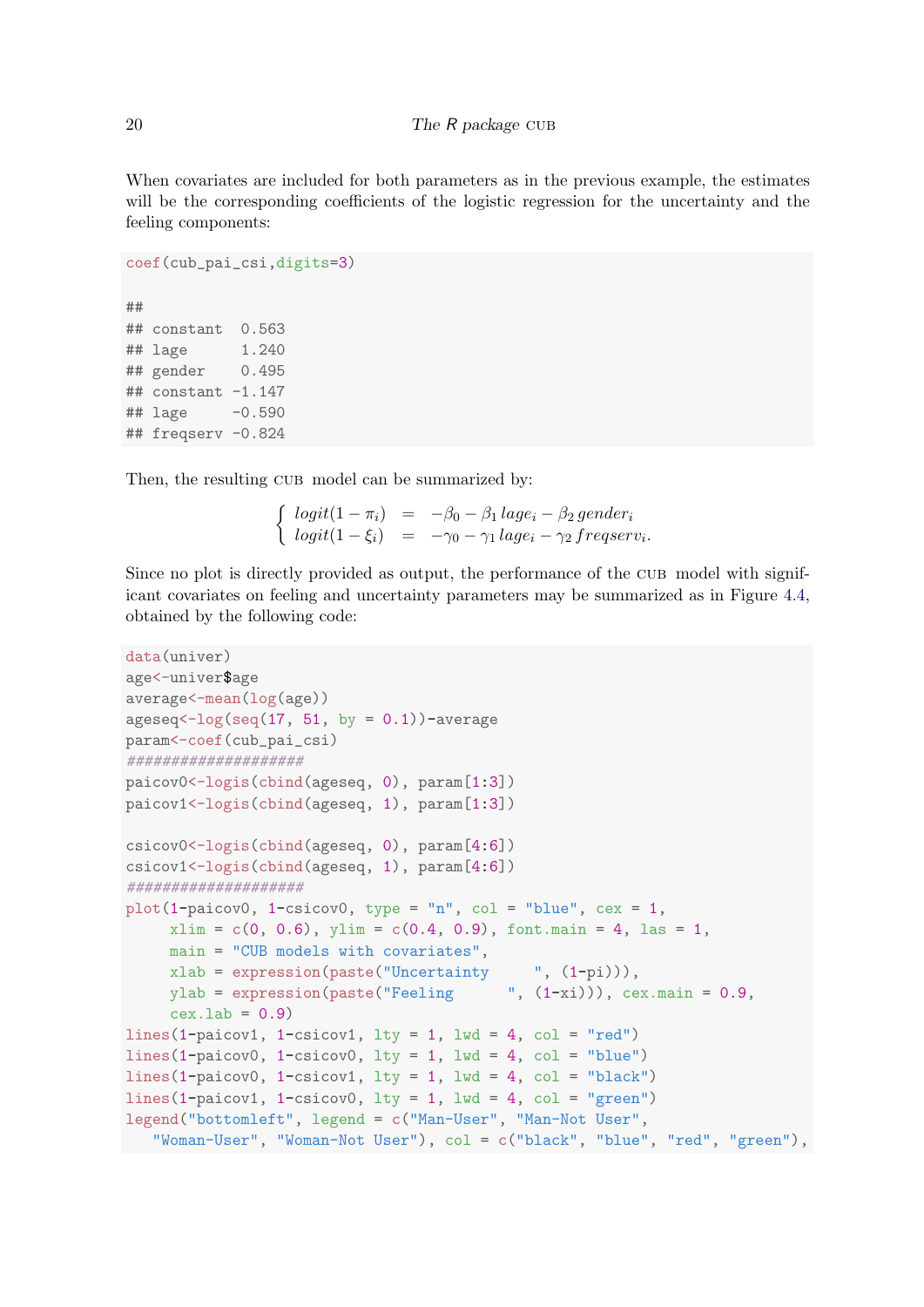When covariates are included for both parameters as in the previous example, the estimates will be the corresponding coefficients of the logistic regression for the uncertainty and the feeling components:

```
coef(cub_pai_csi,digits=3)

##
## constant  0.563
## lage      1.240
## gender    0.495
## constant -1.147
## lage     -0.590
## freqserv -0.824
```

Then, the resulting CUB model can be summarized by:

$$\begin{cases} logit(1-\pi_i) &=& -\beta_0 - \beta_1\, lage_i - \beta_2\, gender_i \\ logit(1-\xi_i) &=& -\gamma_0 - \gamma_1\, lage_i - \gamma_2\, freqserv_i. \end{cases}$$

Since no plot is directly provided as output, the performance of the CUB model with significant covariates on feeling and uncertainty parameters may be summarized as in Figure 4.4, obtained by the following code:

```
data(univer)
age<-univer$age
average<-mean(log(age))
ageseq<-log(seq(17, 51, by = 0.1))-average
param<-coef(cub_pai_csi)
####################
paicov0<-logis(cbind(ageseq, 0), param[1:3])
paicov1<-logis(cbind(ageseq, 1), param[1:3])

csicov0<-logis(cbind(ageseq, 0), param[4:6])
csicov1<-logis(cbind(ageseq, 1), param[4:6])
####################
plot(1-paicov0, 1-csicov0, type = "n", col = "blue", cex = 1,
     xlim = c(0, 0.6), ylim = c(0.4, 0.9), font.main = 4, las = 1,
     main = "CUB models with covariates",
     xlab = expression(paste("Uncertainty     ", (1-pi))),
     ylab = expression(paste("Feeling      ", (1-xi))), cex.main = 0.9,
     cex.lab = 0.9)
lines(1-paicov1, 1-csicov1, lty = 1, lwd = 4, col = "red")
lines(1-paicov0, 1-csicov0, lty = 1, lwd = 4, col = "blue")
lines(1-paicov0, 1-csicov1, lty = 1, lwd = 4, col = "black")
lines(1-paicov1, 1-csicov0, lty = 1, lwd = 4, col = "green")
legend("bottomleft", legend = c("Man-User", "Man-Not User",
   "Woman-User", "Woman-Not User"), col = c("black", "blue", "red", "green"),
```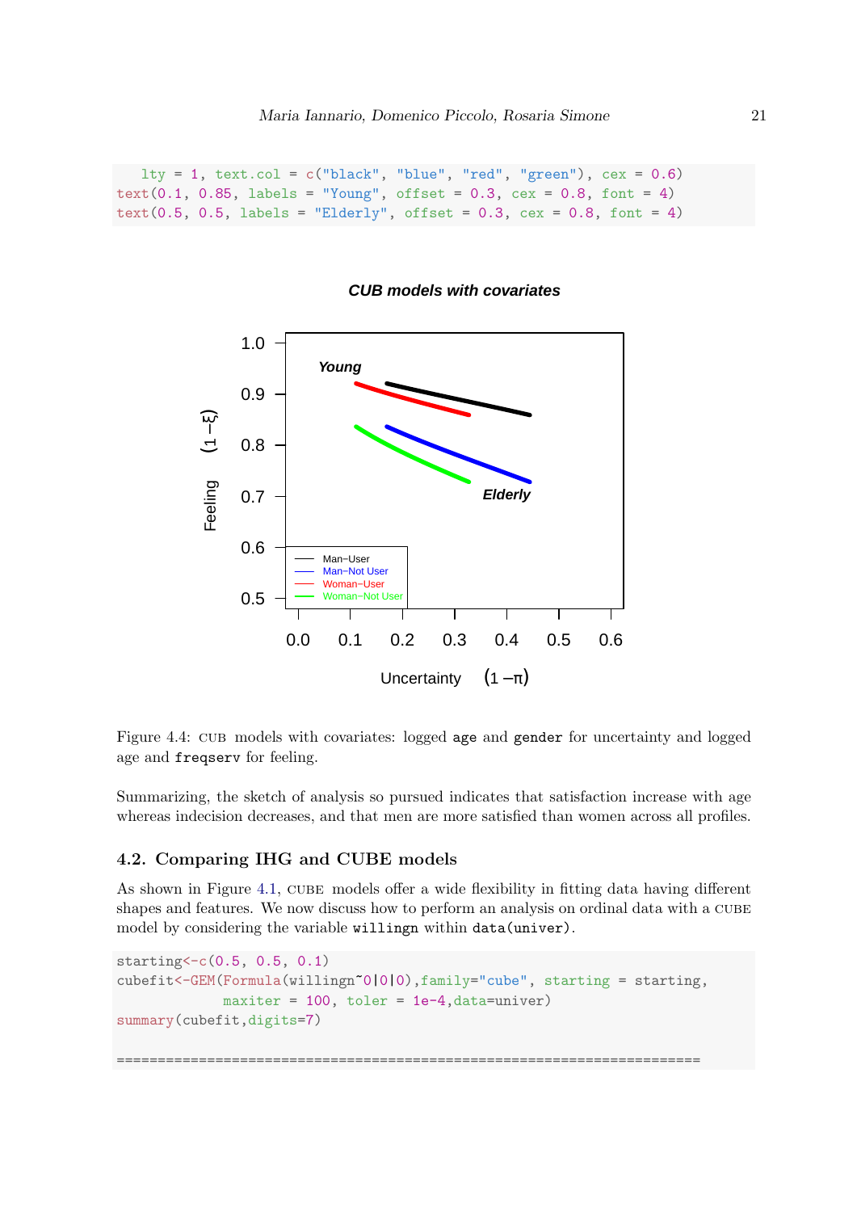```
   lty = 1, text.col = c("black", "blue", "red", "green"), cex = 0.6)
text(0.1, 0.85, labels = "Young", offset = 0.3, cex = 0.8, font = 4)
text(0.5, 0.5, labels = "Elderly", offset = 0.3, cex = 0.8, font = 4)
```

Figure 4.4: CUB models with covariates: logged age and gender for uncertainty and logged age and freqserv for feeling.

Summarizing, the sketch of analysis so pursued indicates that satisfaction increase with age whereas indecision decreases, and that men are more satisfied than women across all profiles.

### 4.2. Comparing IHG and CUBE models

As shown in Figure 4.1, CUBE models offer a wide flexibility in fitting data having different shapes and features. We now discuss how to perform an analysis on ordinal data with a CUBE model by considering the variable willingn within data(univer).

```
starting<-c(0.5, 0.5, 0.1)
cubefit<-GEM(Formula(willingn~0|0|0),family="cube", starting = starting,
             maxiter = 100, toler = 1e-4,data=univer)
summary(cubefit,digits=7)

=======================================================================
```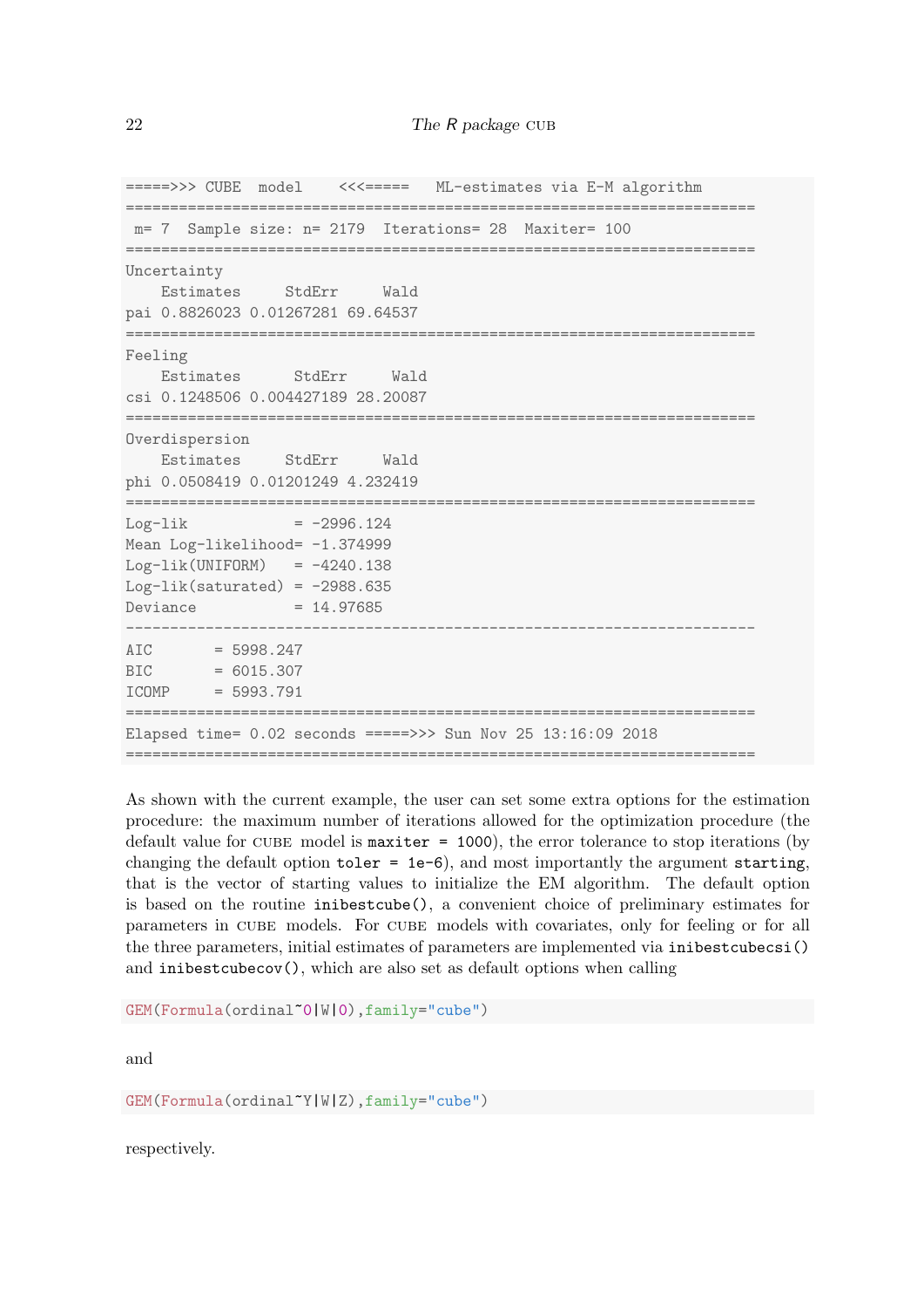```
=====>>> CUBE  model    <<<=====   ML-estimates via E-M algorithm
=======================================================================
 m= 7  Sample size: n= 2179  Iterations= 28  Maxiter= 100
=======================================================================
Uncertainty
    Estimates     StdErr     Wald
pai 0.8826023 0.01267281 69.64537
=======================================================================
Feeling
    Estimates      StdErr     Wald
csi 0.1248506 0.004427189 28.20087
=======================================================================
Overdispersion
    Estimates     StdErr     Wald
phi 0.0508419 0.01201249 4.232419
=======================================================================
Log-lik            = -2996.124
Mean Log-likelihood= -1.374999
Log-lik(UNIFORM)   = -4240.138
Log-lik(saturated) = -2988.635
Deviance           = 14.97685
-----------------------------------------------------------------------
AIC       = 5998.247
BIC       = 6015.307
ICOMP     = 5993.791
=======================================================================
Elapsed time= 0.02 seconds =====>>> Sun Nov 25 13:16:09 2018
=======================================================================
```

As shown with the current example, the user can set some extra options for the estimation procedure: the maximum number of iterations allowed for the optimization procedure (the default value for CUBE model is `maxiter = 1000`), the error tolerance to stop iterations (by changing the default option `toler = 1e-6`), and most importantly the argument `starting`, that is the vector of starting values to initialize the EM algorithm. The default option is based on the routine `inibestcube()`, a convenient choice of preliminary estimates for parameters in CUBE models. For CUBE models with covariates, only for feeling or for all the three parameters, initial estimates of parameters are implemented via `inibestcubecsi()` and `inibestcubecov()`, which are also set as default options when calling

```
GEM(Formula(ordinal~0|W|0),family="cube")
```

and

```
GEM(Formula(ordinal~Y|W|Z),family="cube")
```

respectively.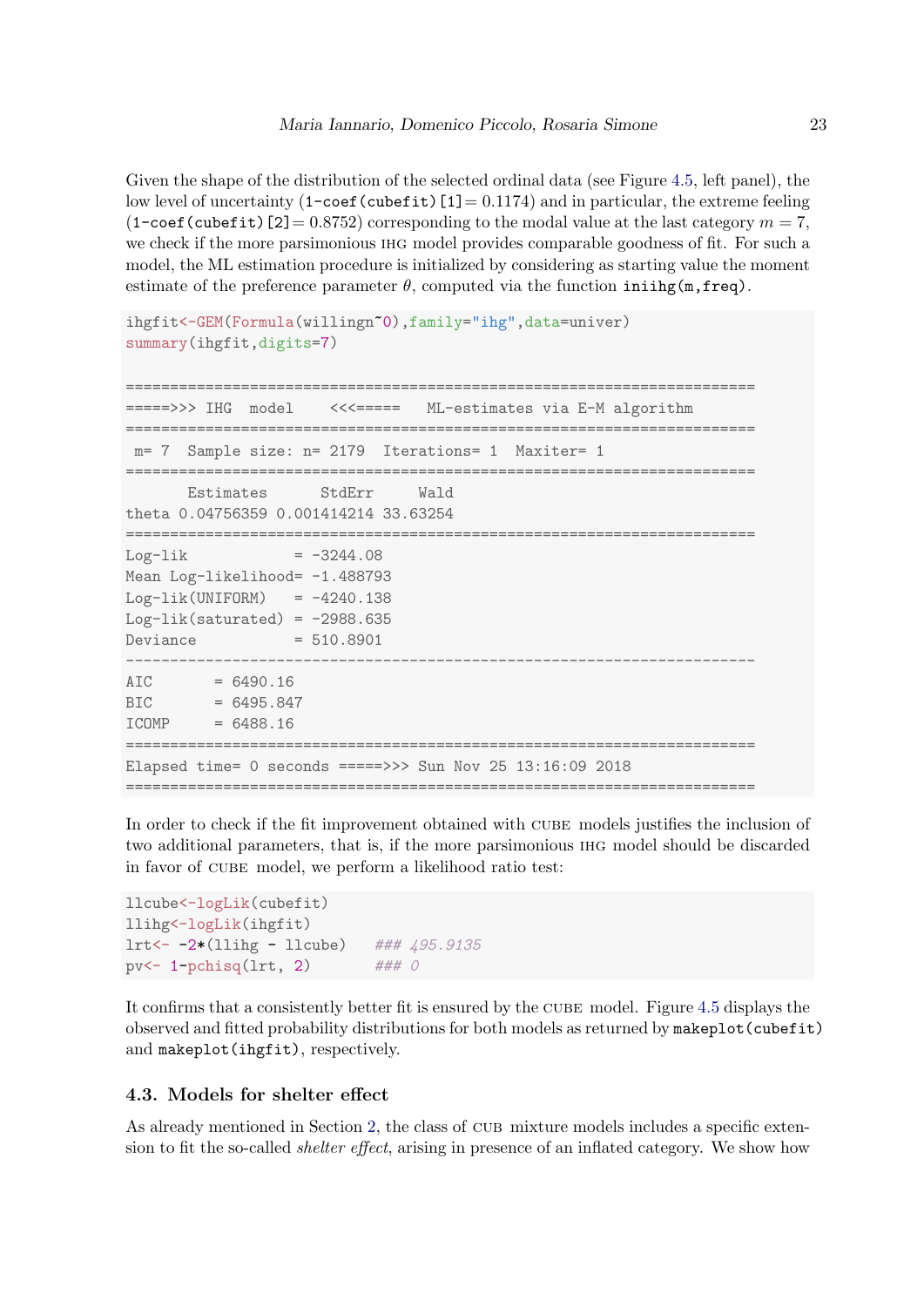Given the shape of the distribution of the selected ordinal data (see Figure 4.5, left panel), the low level of uncertainty (`1-coef(cubefit)[1]`$= 0.1174$) and in particular, the extreme feeling (`1-coef(cubefit)[2]`$= 0.8752$) corresponding to the modal value at the last category $m = 7$, we check if the more parsimonious IHG model provides comparable goodness of fit. For such a model, the ML estimation procedure is initialized by considering as starting value the moment estimate of the preference parameter $\theta$, computed via the function `iniihg(m,freq)`.

```
ihgfit<-GEM(Formula(willingn~0),family="ihg",data=univer)
summary(ihgfit,digits=7)

=======================================================================
=====>>> IHG  model    <<<=====   ML-estimates via E-M algorithm
=======================================================================
 m= 7  Sample size: n= 2179  Iterations= 1  Maxiter= 1
=======================================================================
       Estimates      StdErr     Wald
theta 0.04756359 0.001414214 33.63254
=======================================================================
Log-lik            = -3244.08
Mean Log-likelihood= -1.488793
Log-lik(UNIFORM)   = -4240.138
Log-lik(saturated) = -2988.635
Deviance           = 510.8901
-----------------------------------------------------------------------
AIC       = 6490.16
BIC       = 6495.847
ICOMP     = 6488.16
=======================================================================
Elapsed time= 0 seconds =====>>> Sun Nov 25 13:16:09 2018
=======================================================================
```

In order to check if the fit improvement obtained with CUBE models justifies the inclusion of two additional parameters, that is, if the more parsimonious IHG model should be discarded in favor of CUBE model, we perform a likelihood ratio test:

```
llcube<-logLik(cubefit)
llihg<-logLik(ihgfit)
lrt<- -2*(llihg - llcube)   ### 495.9135
pv<- 1-pchisq(lrt, 2)       ### 0
```

It confirms that a consistently better fit is ensured by the CUBE model. Figure 4.5 displays the observed and fitted probability distributions for both models as returned by `makeplot(cubefit)` and `makeplot(ihgfit)`, respectively.

### 4.3. Models for shelter effect

As already mentioned in Section 2, the class of CUB mixture models includes a specific extension to fit the so-called *shelter effect*, arising in presence of an inflated category. We show how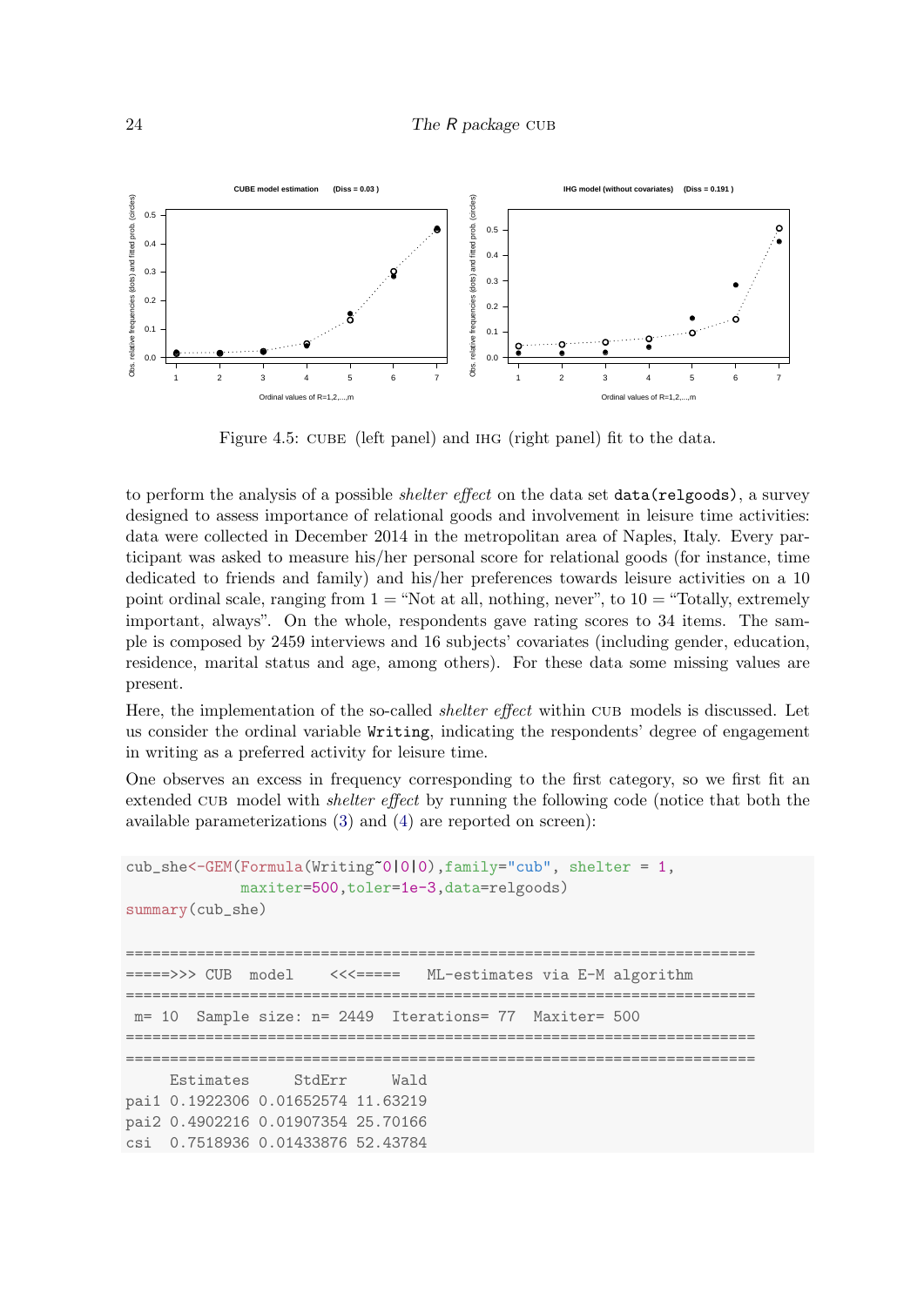Figure 4.5: CUBE (left panel) and IHG (right panel) fit to the data.

to perform the analysis of a possible *shelter effect* on the data set `data(relgoods)`, a survey designed to assess importance of relational goods and involvement in leisure time activities: data were collected in December 2014 in the metropolitan area of Naples, Italy. Every participant was asked to measure his/her personal score for relational goods (for instance, time dedicated to friends and family) and his/her preferences towards leisure activities on a 10 point ordinal scale, ranging from 1 = "Not at all, nothing, never", to 10 = "Totally, extremely important, always". On the whole, respondents gave rating scores to 34 items. The sample is composed by 2459 interviews and 16 subjects' covariates (including gender, education, residence, marital status and age, among others). For these data some missing values are present.

Here, the implementation of the so-called *shelter effect* within CUB models is discussed. Let us consider the ordinal variable `Writing`, indicating the respondents' degree of engagement in writing as a preferred activity for leisure time.

One observes an excess in frequency corresponding to the first category, so we first fit an extended CUB model with *shelter effect* by running the following code (notice that both the available parameterizations (3) and (4) are reported on screen):

```
cub_she<-GEM(Formula(Writing~0|0|0),family="cub", shelter = 1,
             maxiter=500,toler=1e-3,data=relgoods)
summary(cub_she)

=======================================================================
=====>>> CUB  model     <<<=====   ML-estimates via E-M algorithm
=======================================================================
 m= 10  Sample size: n= 2449  Iterations= 77  Maxiter= 500
=======================================================================
=======================================================================
     Estimates     StdErr      Wald
pai1 0.1922306 0.01652574 11.63219
pai2 0.4902216 0.01907354 25.70166
csi  0.7518936 0.01433876 52.43784
```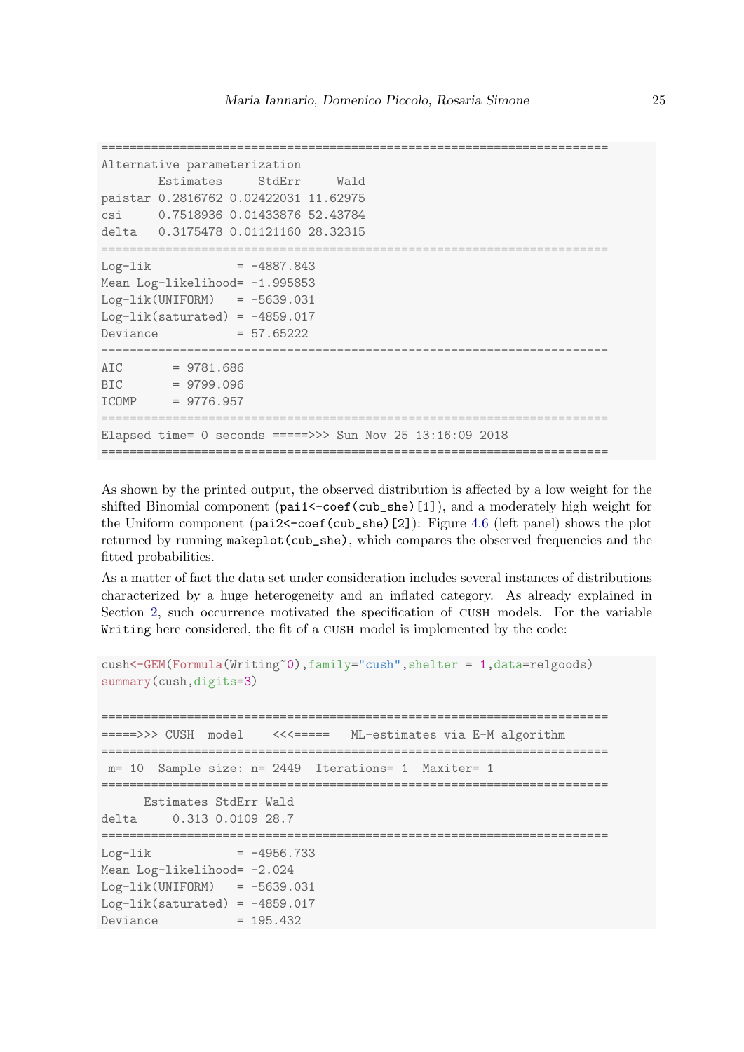```
=======================================================================
Alternative parameterization
        Estimates     StdErr     Wald
paistar 0.2816762 0.02422031 11.62975
csi     0.7518936 0.01433876 52.43784
delta   0.3175478 0.01121160 28.32315
=======================================================================
Log-lik            = -4887.843
Mean Log-likelihood= -1.995853
Log-lik(UNIFORM)   = -5639.031
Log-lik(saturated) = -4859.017
Deviance           = 57.65222
-----------------------------------------------------------------------
AIC       = 9781.686
BIC       = 9799.096
ICOMP     = 9776.957
=======================================================================
Elapsed time= 0 seconds =====>>> Sun Nov 25 13:16:09 2018
=======================================================================
```

As shown by the printed output, the observed distribution is affected by a low weight for the shifted Binomial component (`pai1<-coef(cub_she)[1]`), and a moderately high weight for the Uniform component (`pai2<-coef(cub_she)[2]`): Figure 4.6 (left panel) shows the plot returned by running `makeplot(cub_she)`, which compares the observed frequencies and the fitted probabilities.

As a matter of fact the data set under consideration includes several instances of distributions characterized by a huge heterogeneity and an inflated category. As already explained in Section 2, such occurrence motivated the specification of CUSH models. For the variable `Writing` here considered, the fit of a CUSH model is implemented by the code:

```
cush<-GEM(Formula(Writing~0),family="cush",shelter = 1,data=relgoods)
summary(cush,digits=3)

=======================================================================
=====>>> CUSH  model    <<<=====   ML-estimates via E-M algorithm
=======================================================================
 m= 10  Sample size: n= 2449  Iterations= 1  Maxiter= 1
=======================================================================
      Estimates StdErr Wald
delta     0.313 0.0109 28.7
=======================================================================
Log-lik            = -4956.733
Mean Log-likelihood= -2.024
Log-lik(UNIFORM)   = -5639.031
Log-lik(saturated) = -4859.017
Deviance           = 195.432
```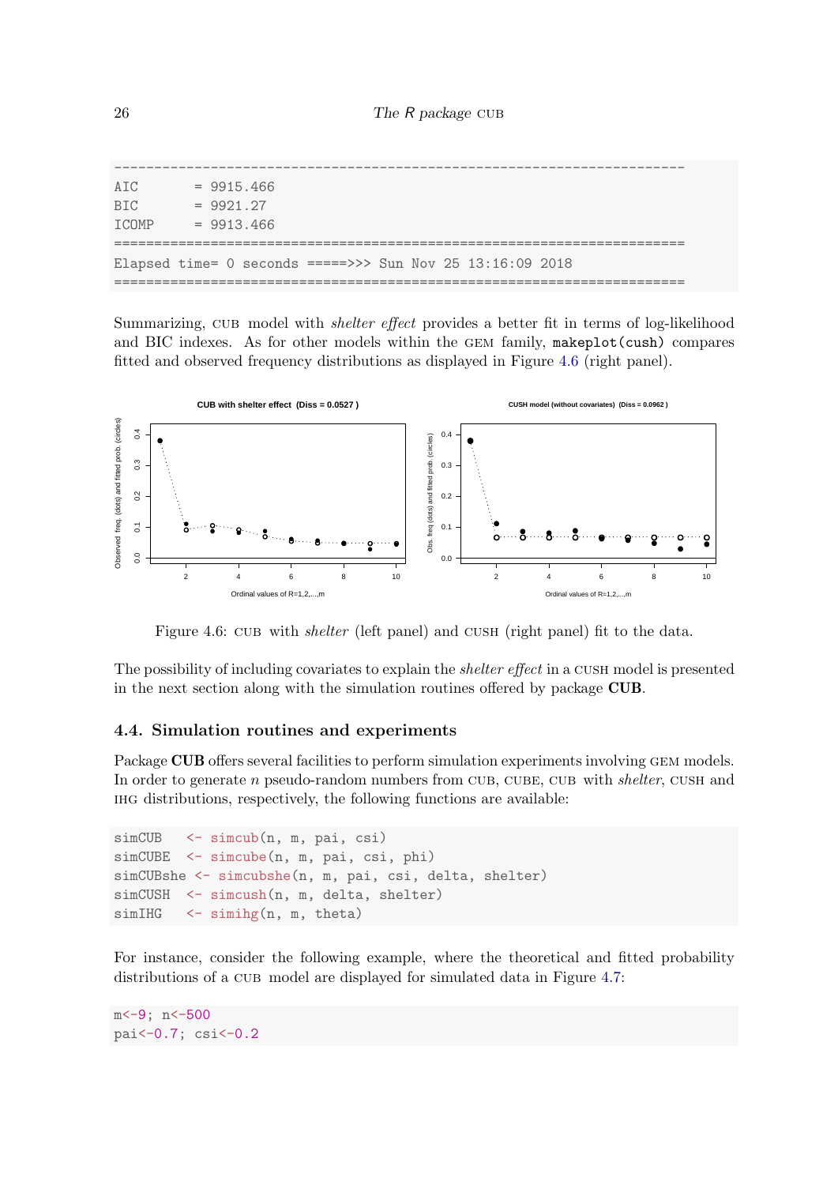```
------------------------------------------------------------------------
AIC       = 9915.466
BIC       = 9921.27
ICOMP     = 9913.466
========================================================================
Elapsed time= 0 seconds =====>>> Sun Nov 25 13:16:09 2018
========================================================================
```

Summarizing, CUB model with *shelter effect* provides a better fit in terms of log-likelihood and BIC indexes. As for other models within the GEM family, `makeplot(cush)` compares fitted and observed frequency distributions as displayed in Figure 4.6 (right panel).

Figure 4.6: CUB with *shelter* (left panel) and CUSH (right panel) fit to the data.

The possibility of including covariates to explain the *shelter effect* in a CUSH model is presented in the next section along with the simulation routines offered by package **CUB**.

### 4.4. Simulation routines and experiments

Package **CUB** offers several facilities to perform simulation experiments involving GEM models. In order to generate $n$ pseudo-random numbers from CUB, CUBE, CUB with *shelter*, CUSH and IHG distributions, respectively, the following functions are available:

```
simCUB    <- simcub(n, m, pai, csi)
simCUBE   <- simcube(n, m, pai, csi, phi)
simCUBshe <- simcubshe(n, m, pai, csi, delta, shelter)
simCUSH   <- simcush(n, m, delta, shelter)
simIHG    <- simihg(n, m, theta)
```

For instance, consider the following example, where the theoretical and fitted probability distributions of a CUB model are displayed for simulated data in Figure 4.7:

```
m<-9; n<-500
pai<-0.7; csi<-0.2
```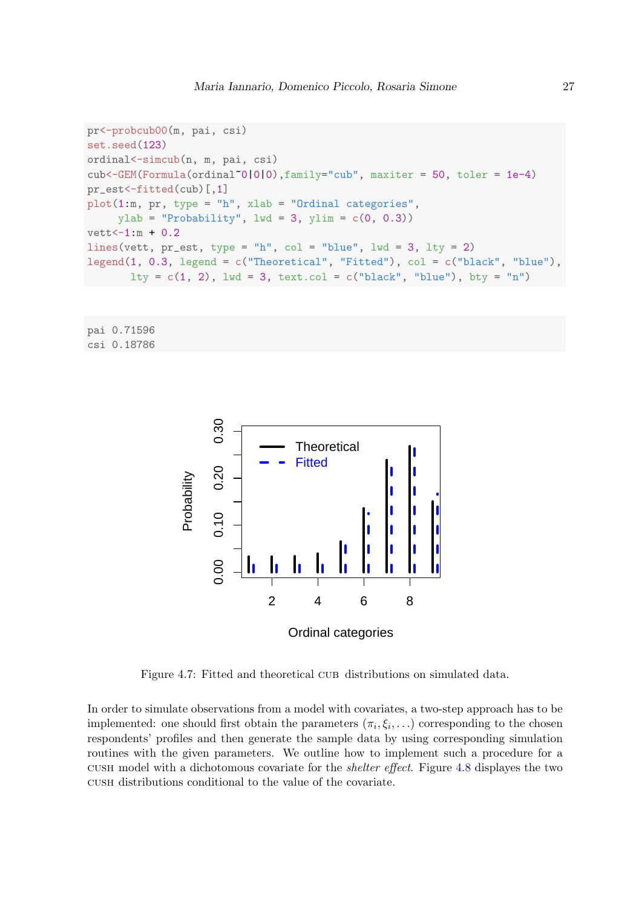```
pr<-probcub00(m, pai, csi)
set.seed(123)
ordinal<-simcub(n, m, pai, csi)
cub<-GEM(Formula(ordinal~0|0|0),family="cub", maxiter = 50, toler = 1e-4)
pr_est<-fitted(cub)[,1]
plot(1:m, pr, type = "h", xlab = "Ordinal categories",
     ylab = "Probability", lwd = 3, ylim = c(0, 0.3))
vett<-1:m + 0.2
lines(vett, pr_est, type = "h", col = "blue", lwd = 3, lty = 2)
legend(1, 0.3, legend = c("Theoretical", "Fitted"), col = c("black", "blue"),
       lty = c(1, 2), lwd = 3, text.col = c("black", "blue"), bty = "n")
```

```
pai 0.71596
csi 0.18786
```

Figure 4.7: Fitted and theoretical CUB distributions on simulated data.

In order to simulate observations from a model with covariates, a two-step approach has to be implemented: one should first obtain the parameters $(\pi_i, \xi_i, \dots)$ corresponding to the chosen respondents' profiles and then generate the sample data by using corresponding simulation routines with the given parameters. We outline how to implement such a procedure for a CUSH model with a dichotomous covariate for the *shelter effect*. Figure 4.8 displays the two CUSH distributions conditional to the value of the covariate.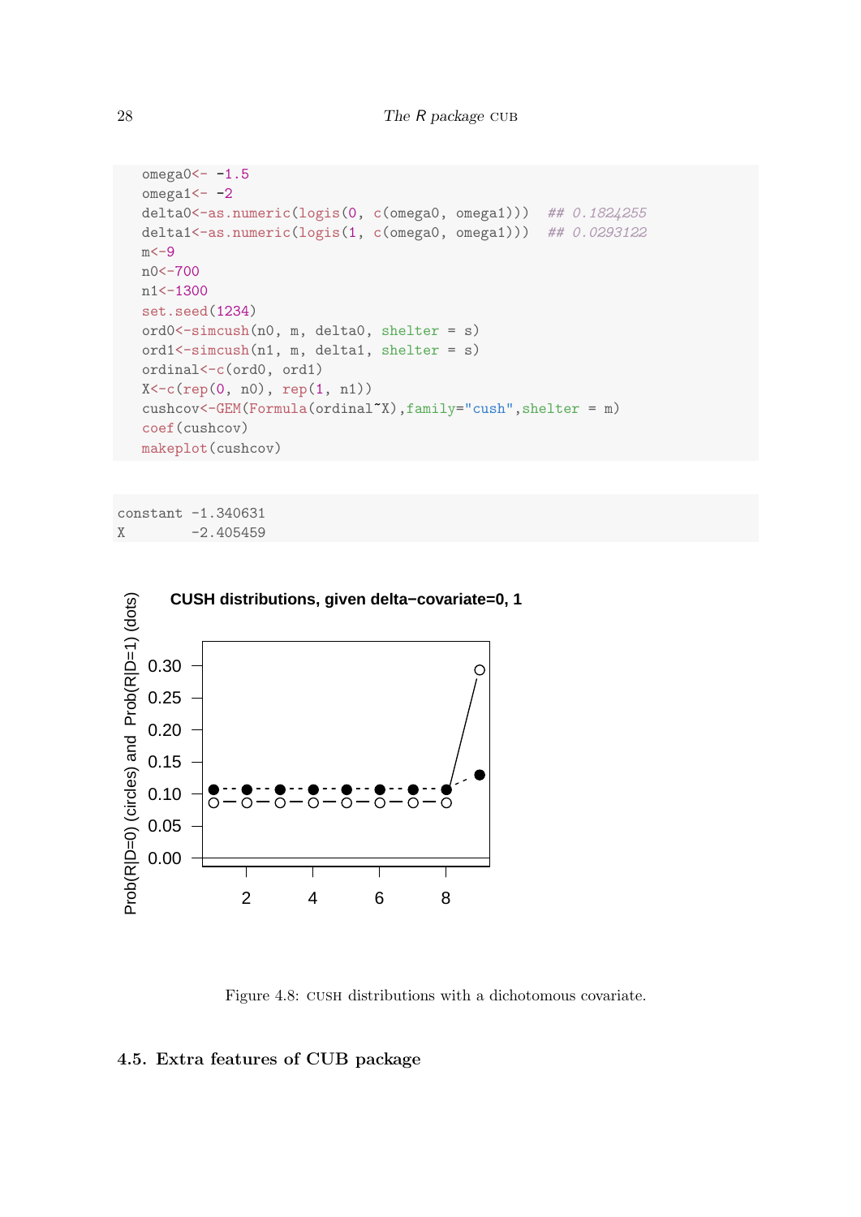```
omega0<- -1.5
omega1<- -2
delta0<-as.numeric(logis(0, c(omega0, omega1)))  ## 0.1824255
delta1<-as.numeric(logis(1, c(omega0, omega1)))  ## 0.0293122
m<-9
n0<-700
n1<-1300
set.seed(1234)
ord0<-simcush(n0, m, delta0, shelter = s)
ord1<-simcush(n1, m, delta1, shelter = s)
ordinal<-c(ord0, ord1)
X<-c(rep(0, n0), rep(1, n1))
cushcov<-GEM(Formula(ordinal~X),family="cush",shelter = m)
coef(cushcov)
makeplot(cushcov)
```

```
constant -1.340631
X        -2.405459
```

Figure 4.8: CUSH distributions with a dichotomous covariate.

### 4.5. Extra features of CUB package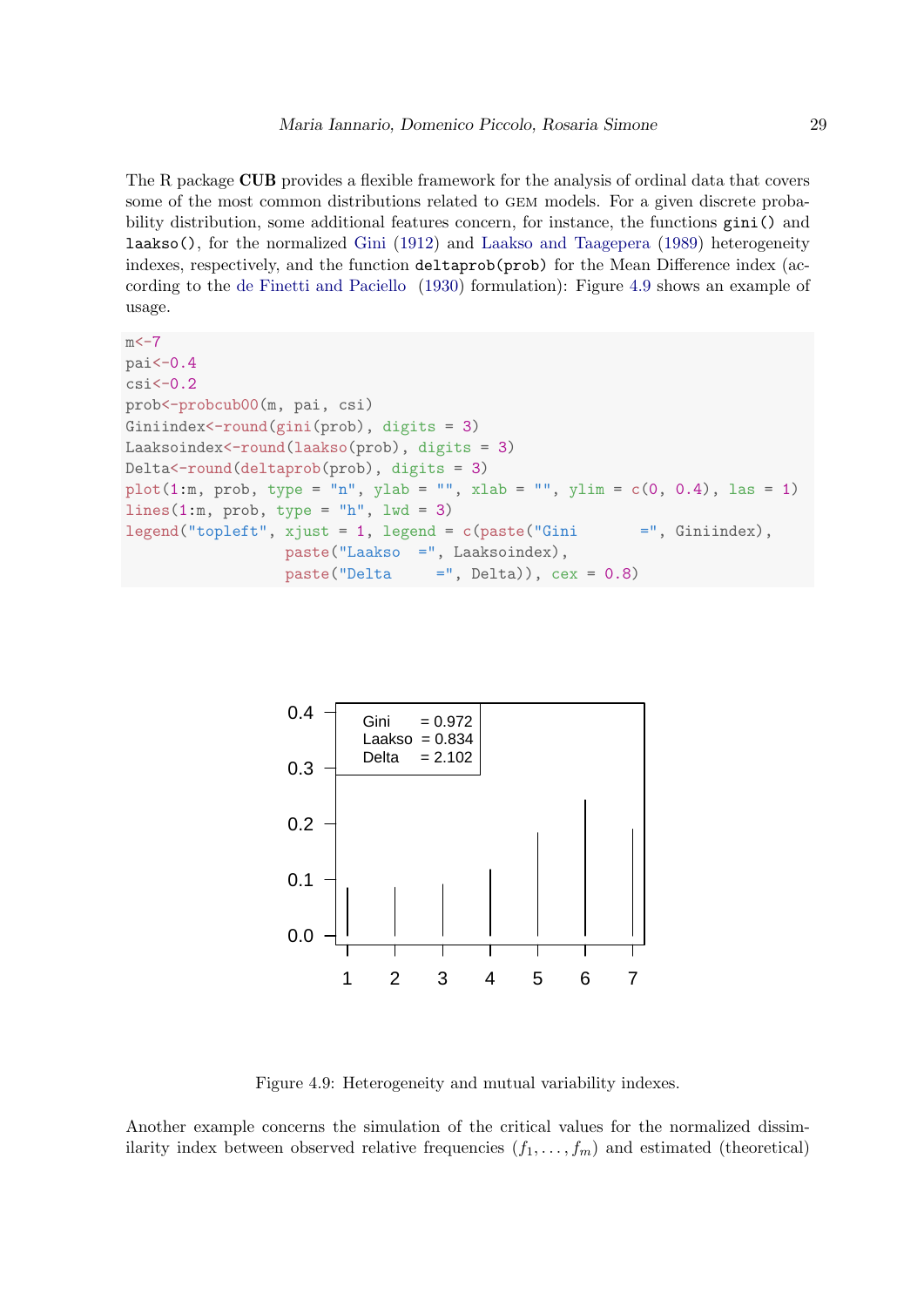The R package **CUB** provides a flexible framework for the analysis of ordinal data that covers some of the most common distributions related to GEM models. For a given discrete probability distribution, some additional features concern, for instance, the functions `gini()` and `laakso()`, for the normalized Gini (1912) and Laakso and Taagepera (1989) heterogeneity indexes, respectively, and the function `deltaprob(prob)` for the Mean Difference index (according to the de Finetti and Paciello (1930) formulation): Figure 4.9 shows an example of usage.

```
m<-7
pai<-0.4
csi<-0.2
prob<-probcub00(m, pai, csi)
Giniindex<-round(gini(prob), digits = 3)
Laaksoindex<-round(laakso(prob), digits = 3)
Delta<-round(deltaprob(prob), digits = 3)
plot(1:m, prob, type = "n", ylab = "", xlab = "", ylim = c(0, 0.4), las = 1)
lines(1:m, prob, type = "h", lwd = 3)
legend("topleft", xjust = 1, legend = c(paste("Gini       =", Giniindex),
                  paste("Laakso  =", Laaksoindex),
                  paste("Delta     =", Delta)), cex = 0.8)
```

Figure 4.9: Heterogeneity and mutual variability indexes.

Another example concerns the simulation of the critical values for the normalized dissimilarity index between observed relative frequencies $(f_1, \dots, f_m)$ and estimated (theoretical)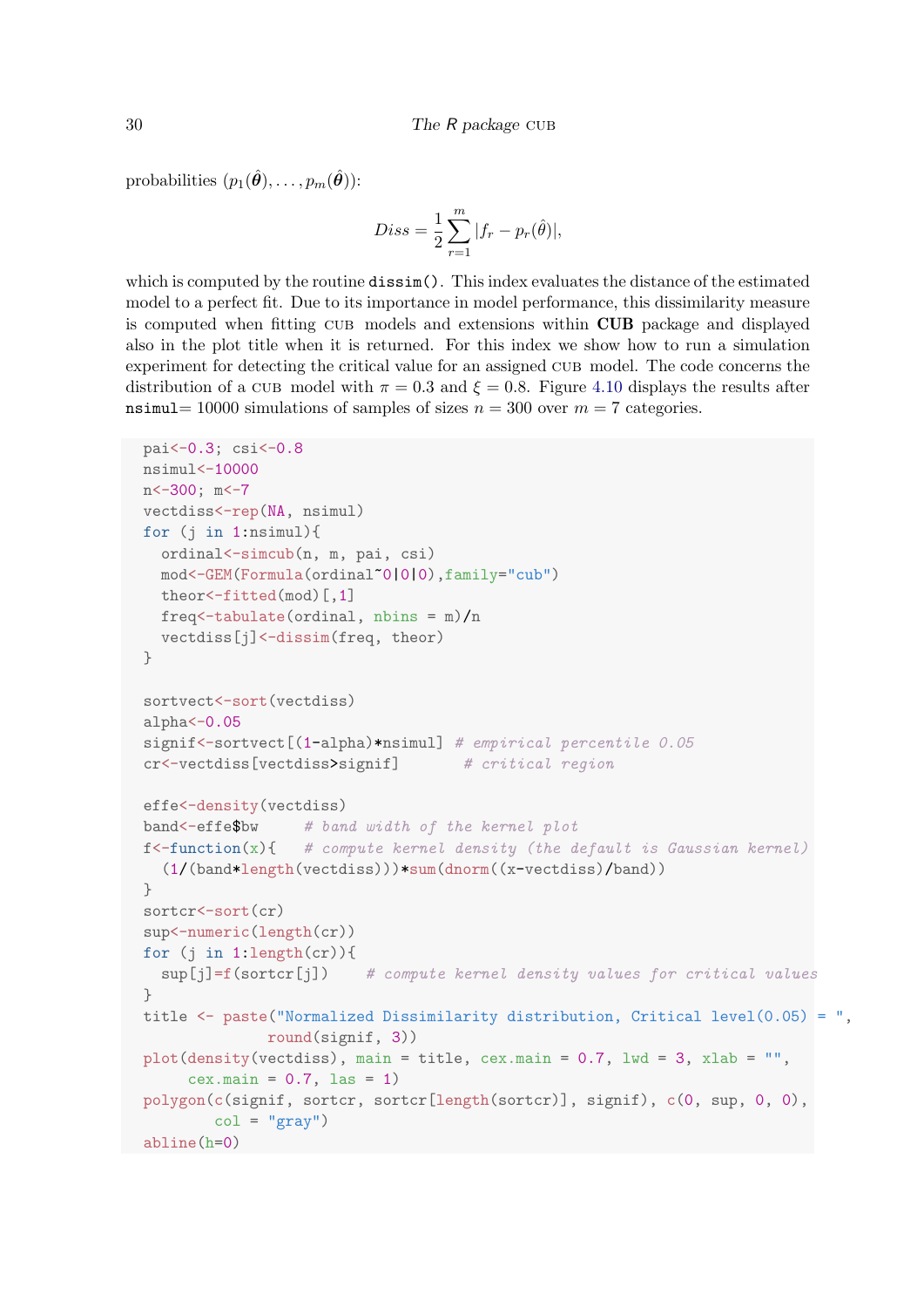probabilities $(p_1(\hat{\boldsymbol{\theta}}), \ldots, p_m(\hat{\boldsymbol{\theta}}))$:

$$Diss = \frac{1}{2}\sum_{r=1}^{m} |f_r - p_r(\hat{\theta})|,$$

which is computed by the routine `dissim()`. This index evaluates the distance of the estimated model to a perfect fit. Due to its importance in model performance, this dissimilarity measure is computed when fitting CUB models and extensions within **CUB** package and displayed also in the plot title when it is returned. For this index we show how to run a simulation experiment for detecting the critical value for an assigned CUB model. The code concerns the distribution of a CUB model with $\pi = 0.3$ and $\xi = 0.8$. Figure 4.10 displays the results after `nsimul`$= 10000$ simulations of samples of sizes $n = 300$ over $m = 7$ categories.

```
pai<-0.3; csi<-0.8
nsimul<-10000
n<-300; m<-7
vectdiss<-rep(NA, nsimul)
for (j in 1:nsimul){
  ordinal<-simcub(n, m, pai, csi)
  mod<-GEM(Formula(ordinal~0|0|0),family="cub")
  theor<-fitted(mod)[,1]
  freq<-tabulate(ordinal, nbins = m)/n
  vectdiss[j]<-dissim(freq, theor)
}

sortvect<-sort(vectdiss)
alpha<-0.05
signif<-sortvect[(1-alpha)*nsimul] # empirical percentile 0.05
cr<-vectdiss[vectdiss>signif]       # critical region

effe<-density(vectdiss)
band<-effe$bw     # band width of the kernel plot
f<-function(x){   # compute kernel density (the default is Gaussian kernel)
  (1/(band*length(vectdiss)))*sum(dnorm((x-vectdiss)/band))
}
sortcr<-sort(cr)
sup<-numeric(length(cr))
for (j in 1:length(cr)){
  sup[j]=f(sortcr[j])    # compute kernel density values for critical values
}
title <- paste("Normalized Dissimilarity distribution, Critical level(0.05) = ",
               round(signif, 3))
plot(density(vectdiss), main = title, cex.main = 0.7, lwd = 3, xlab = "",
     cex.main = 0.7, las = 1)
polygon(c(signif, sortcr, sortcr[length(sortcr)], signif), c(0, sup, 0, 0),
        col = "gray")
abline(h=0)
```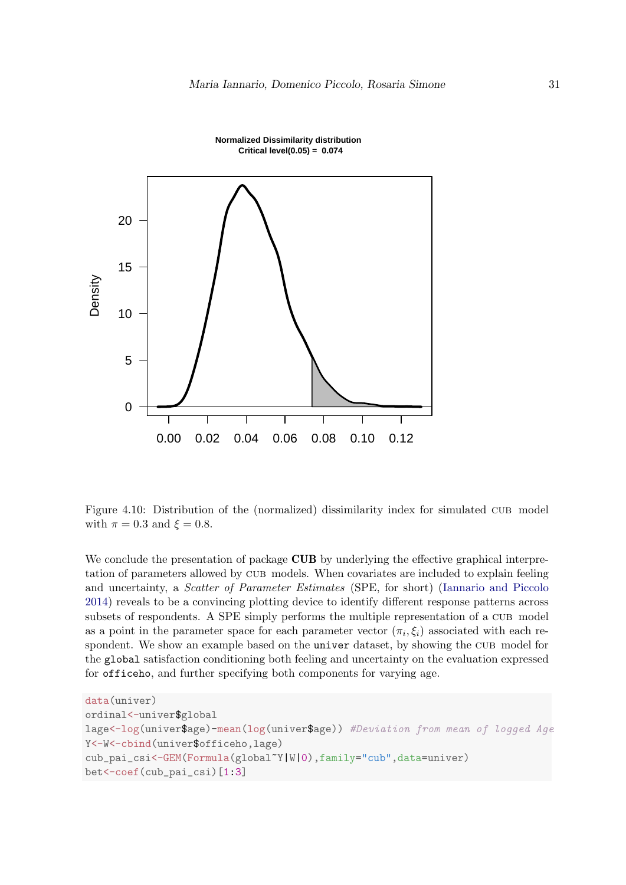Figure 4.10: Distribution of the (normalized) dissimilarity index for simulated CUB model with $\pi = 0.3$ and $\xi = 0.8$.

We conclude the presentation of package **CUB** by underlying the effective graphical interpretation of parameters allowed by CUB models. When covariates are included to explain feeling and uncertainty, a *Scatter of Parameter Estimates* (SPE, for short) (Iannario and Piccolo 2014) reveals to be a convincing plotting device to identify different response patterns across subsets of respondents. A SPE simply performs the multiple representation of a CUB model as a point in the parameter space for each parameter vector $(\pi_i, \xi_i)$ associated with each respondent. We show an example based on the `univer` dataset, by showing the CUB model for the `global` satisfaction conditioning both feeling and uncertainty on the evaluation expressed for `officeho`, and further specifying both components for varying age.

```
data(univer)
ordinal<-univer$global
lage<-log(univer$age)-mean(log(univer$age)) #Deviation from mean of logged Age
Y<-W<-cbind(univer$officeho,lage)
cub_pai_csi<-GEM(Formula(global~Y|W|0),family="cub",data=univer)
bet<-coef(cub_pai_csi)[1:3]
```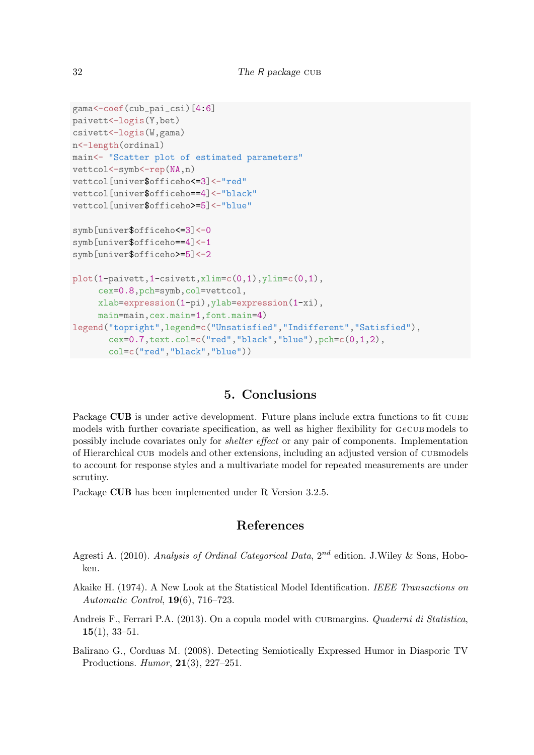```
gama<-coef(cub_pai_csi)[4:6]
paivett<-logis(Y,bet)
csivett<-logis(W,gama)
n<-length(ordinal)
main<- "Scatter plot of estimated parameters"
vettcol<-symb<-rep(NA,n)
vettcol[univer$officeho<=3]<-"red"
vettcol[univer$officeho==4]<-"black"
vettcol[univer$officeho>=5]<-"blue"

symb[univer$officeho<=3]<-0
symb[univer$officeho==4]<-1
symb[univer$officeho>=5]<-2

plot(1-paivett,1-csivett,xlim=c(0,1),ylim=c(0,1),
     cex=0.8,pch=symb,col=vettcol,
     xlab=expression(1-pi),ylab=expression(1-xi),
     main=main,cex.main=1,font.main=4)
legend("topright",legend=c("Unsatisfied","Indifferent","Satisfied"),
       cex=0.7,text.col=c("red","black","blue"),pch=c(0,1,2),
       col=c("red","black","blue"))
```

## 5. Conclusions

Package **CUB** is under active development. Future plans include extra functions to fit CUBE models with further covariate specification, as well as higher flexibility for GeCUB models to possibly include covariates only for *shelter effect* or any pair of components. Implementation of Hierarchical CUB models and other extensions, including an adjusted version of CUBmodels to account for response styles and a multivariate model for repeated measurements are under scrutiny.

Package **CUB** has been implemented under R Version 3.2.5.

## References

Agresti A. (2010). *Analysis of Ordinal Categorical Data*, $2^{nd}$ edition. J.Wiley & Sons, Hoboken.

Akaike H. (1974). A New Look at the Statistical Model Identification. *IEEE Transactions on Automatic Control*, **19**(6), 716–723.

Andreis F., Ferrari P.A. (2013). On a copula model with CUBmargins. *Quaderni di Statistica*, **15**(1), 33–51.

Balirano G., Corduas M. (2008). Detecting Semiotically Expressed Humor in Diasporic TV Productions. *Humor*, **21**(3), 227–251.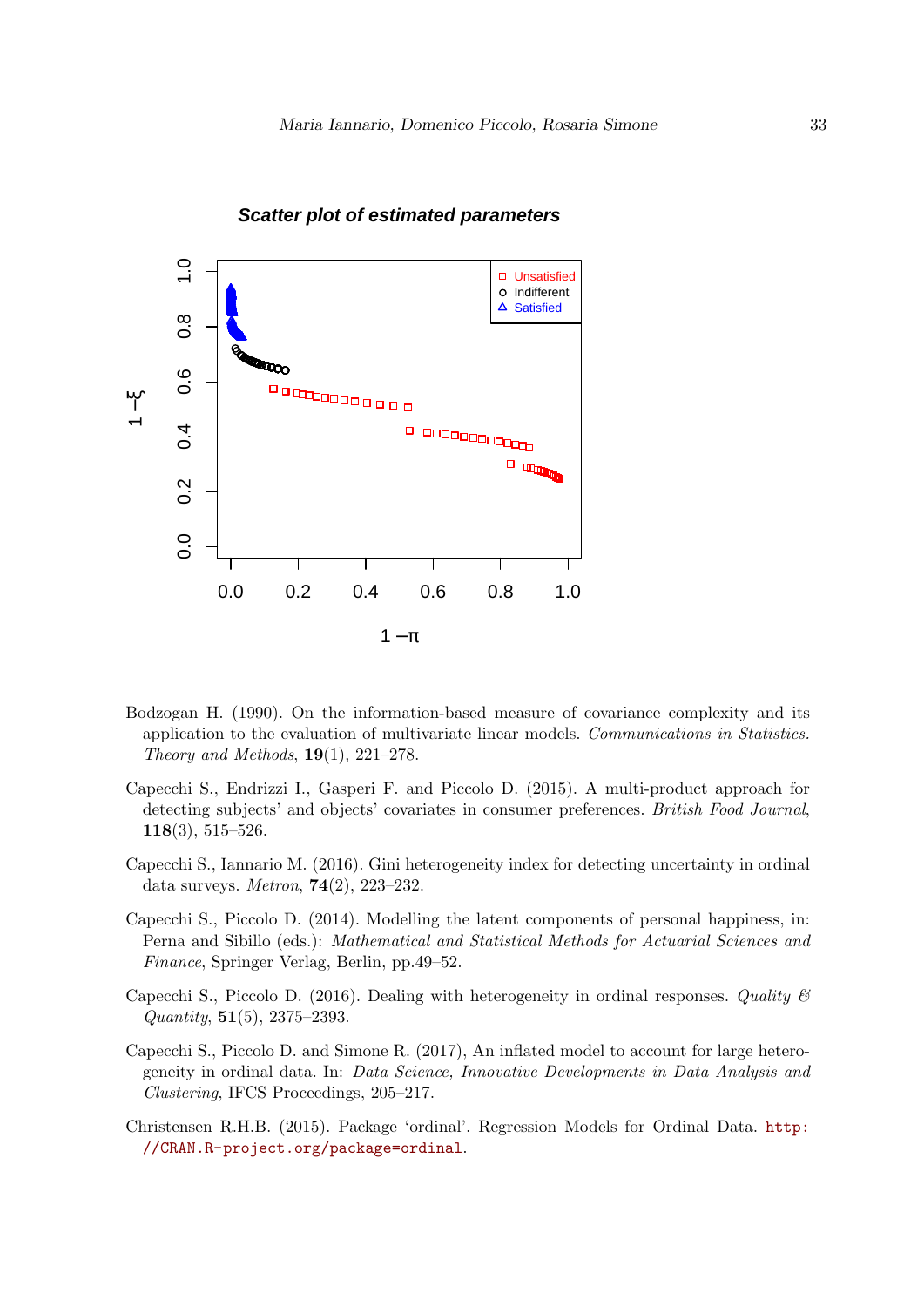Bodzogan H. (1990). On the information-based measure of covariance complexity and its application to the evaluation of multivariate linear models. *Communications in Statistics. Theory and Methods*, **19**(1), 221–278.

Capecchi S., Endrizzi I., Gasperi F. and Piccolo D. (2015). A multi-product approach for detecting subjects' and objects' covariates in consumer preferences. *British Food Journal*, **118**(3), 515–526.

Capecchi S., Iannario M. (2016). Gini heterogeneity index for detecting uncertainty in ordinal data surveys. *Metron*, **74**(2), 223–232.

Capecchi S., Piccolo D. (2014). Modelling the latent components of personal happiness, in: Perna and Sibillo (eds.): *Mathematical and Statistical Methods for Actuarial Sciences and Finance*, Springer Verlag, Berlin, pp.49–52.

Capecchi S., Piccolo D. (2016). Dealing with heterogeneity in ordinal responses. *Quality & Quantity*, **51**(5), 2375–2393.

Capecchi S., Piccolo D. and Simone R. (2017), An inflated model to account for large heterogeneity in ordinal data. In: *Data Science, Innovative Developments in Data Analysis and Clustering*, IFCS Proceedings, 205–217.

Christensen R.H.B. (2015). Package 'ordinal'. Regression Models for Ordinal Data. http://CRAN.R-project.org/package=ordinal.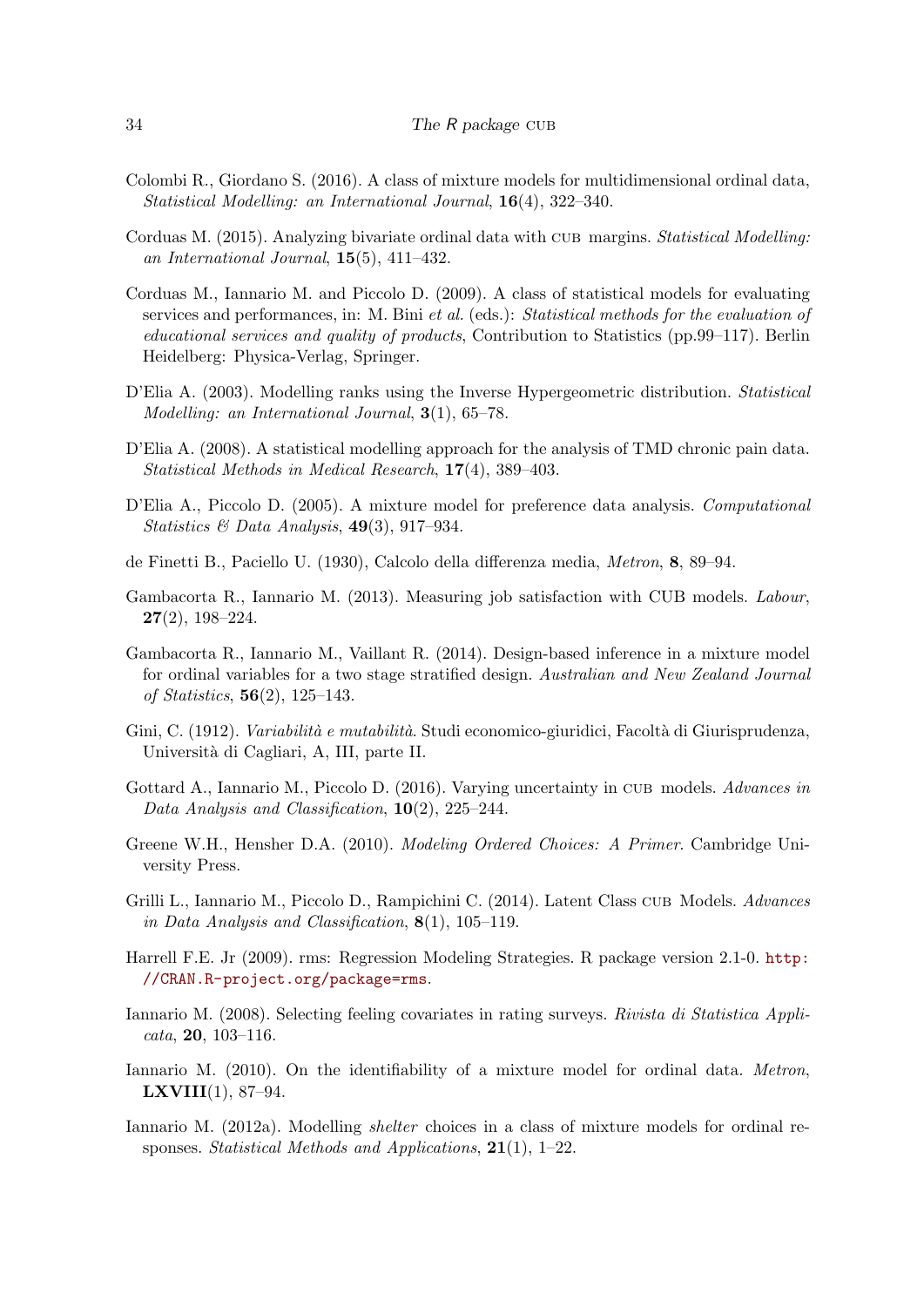Colombi R., Giordano S. (2016). A class of mixture models for multidimensional ordinal data, *Statistical Modelling: an International Journal*, **16**(4), 322–340.

Corduas M. (2015). Analyzing bivariate ordinal data with CUB margins. *Statistical Modelling: an International Journal*, **15**(5), 411–432.

Corduas M., Iannario M. and Piccolo D. (2009). A class of statistical models for evaluating services and performances, in: M. Bini *et al.* (eds.): *Statistical methods for the evaluation of educational services and quality of products*, Contribution to Statistics (pp.99–117). Berlin Heidelberg: Physica-Verlag, Springer.

D'Elia A. (2003). Modelling ranks using the Inverse Hypergeometric distribution. *Statistical Modelling: an International Journal*, **3**(1), 65–78.

D'Elia A. (2008). A statistical modelling approach for the analysis of TMD chronic pain data. *Statistical Methods in Medical Research*, **17**(4), 389–403.

D'Elia A., Piccolo D. (2005). A mixture model for preference data analysis. *Computational Statistics & Data Analysis*, **49**(3), 917–934.

de Finetti B., Paciello U. (1930), Calcolo della differenza media, *Metron*, **8**, 89–94.

Gambacorta R., Iannario M. (2013). Measuring job satisfaction with CUB models. *Labour*, **27**(2), 198–224.

Gambacorta R., Iannario M., Vaillant R. (2014). Design-based inference in a mixture model for ordinal variables for a two stage stratified design. *Australian and New Zealand Journal of Statistics*, **56**(2), 125–143.

Gini, C. (1912). *Variabilità e mutabilità*. Studi economico-giuridici, Facoltà di Giurisprudenza, Università di Cagliari, A, III, parte II.

Gottard A., Iannario M., Piccolo D. (2016). Varying uncertainty in CUB models. *Advances in Data Analysis and Classification*, **10**(2), 225–244.

Greene W.H., Hensher D.A. (2010). *Modeling Ordered Choices: A Primer*. Cambridge University Press.

Grilli L., Iannario M., Piccolo D., Rampichini C. (2014). Latent Class CUB Models. *Advances in Data Analysis and Classification*, **8**(1), 105–119.

Harrell F.E. Jr (2009). rms: Regression Modeling Strategies. R package version 2.1-0. http://CRAN.R-project.org/package=rms.

Iannario M. (2008). Selecting feeling covariates in rating surveys. *Rivista di Statistica Applicata*, **20**, 103–116.

Iannario M. (2010). On the identifiability of a mixture model for ordinal data. *Metron*, **LXVIII**(1), 87–94.

Iannario M. (2012a). Modelling *shelter* choices in a class of mixture models for ordinal responses. *Statistical Methods and Applications*, **21**(1), 1–22.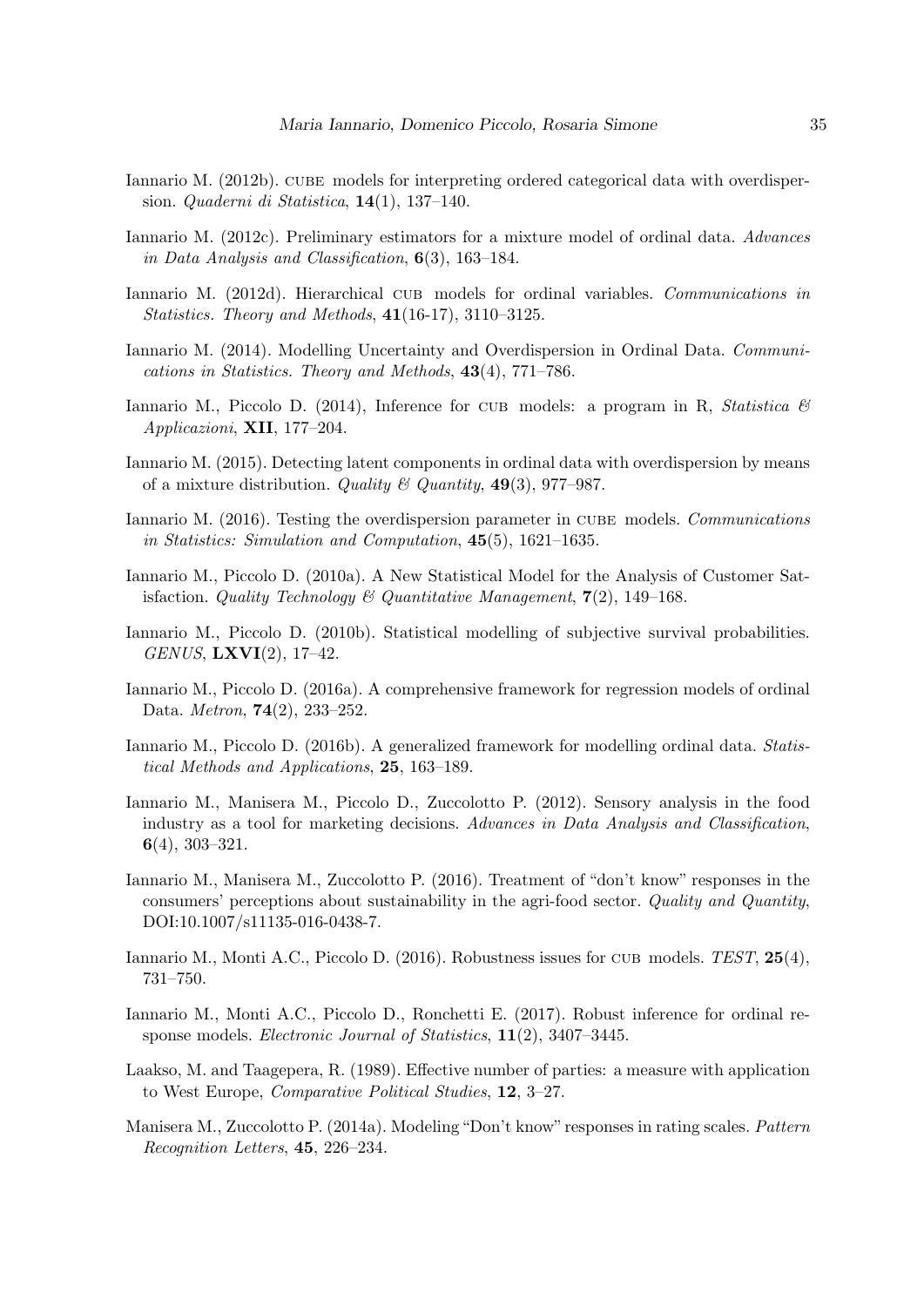Iannario M. (2012b). CUBE models for interpreting ordered categorical data with overdispersion. *Quaderni di Statistica*, **14**(1), 137–140.

Iannario M. (2012c). Preliminary estimators for a mixture model of ordinal data. *Advances in Data Analysis and Classification*, **6**(3), 163–184.

Iannario M. (2012d). Hierarchical CUB models for ordinal variables. *Communications in Statistics. Theory and Methods*, **41**(16-17), 3110–3125.

Iannario M. (2014). Modelling Uncertainty and Overdispersion in Ordinal Data. *Communications in Statistics. Theory and Methods*, **43**(4), 771–786.

Iannario M., Piccolo D. (2014), Inference for CUB models: a program in R, *Statistica & Applicazioni*, **XII**, 177–204.

Iannario M. (2015). Detecting latent components in ordinal data with overdispersion by means of a mixture distribution. *Quality & Quantity*, **49**(3), 977–987.

Iannario M. (2016). Testing the overdispersion parameter in CUBE models. *Communications in Statistics: Simulation and Computation*, **45**(5), 1621–1635.

Iannario M., Piccolo D. (2010a). A New Statistical Model for the Analysis of Customer Satisfaction. *Quality Technology & Quantitative Management*, **7**(2), 149–168.

Iannario M., Piccolo D. (2010b). Statistical modelling of subjective survival probabilities. *GENUS*, **LXVI**(2), 17–42.

Iannario M., Piccolo D. (2016a). A comprehensive framework for regression models of ordinal Data. *Metron*, **74**(2), 233–252.

Iannario M., Piccolo D. (2016b). A generalized framework for modelling ordinal data. *Statistical Methods and Applications*, **25**, 163–189.

Iannario M., Manisera M., Piccolo D., Zuccolotto P. (2012). Sensory analysis in the food industry as a tool for marketing decisions. *Advances in Data Analysis and Classification*, **6**(4), 303–321.

Iannario M., Manisera M., Zuccolotto P. (2016). Treatment of "don't know" responses in the consumers' perceptions about sustainability in the agri-food sector. *Quality and Quantity*, DOI:10.1007/s11135-016-0438-7.

Iannario M., Monti A.C., Piccolo D. (2016). Robustness issues for CUB models. *TEST*, **25**(4), 731–750.

Iannario M., Monti A.C., Piccolo D., Ronchetti E. (2017). Robust inference for ordinal response models. *Electronic Journal of Statistics*, **11**(2), 3407–3445.

Laakso, M. and Taagepera, R. (1989). Effective number of parties: a measure with application to West Europe, *Comparative Political Studies*, **12**, 3–27.

Manisera M., Zuccolotto P. (2014a). Modeling "Don't know" responses in rating scales. *Pattern Recognition Letters*, **45**, 226–234.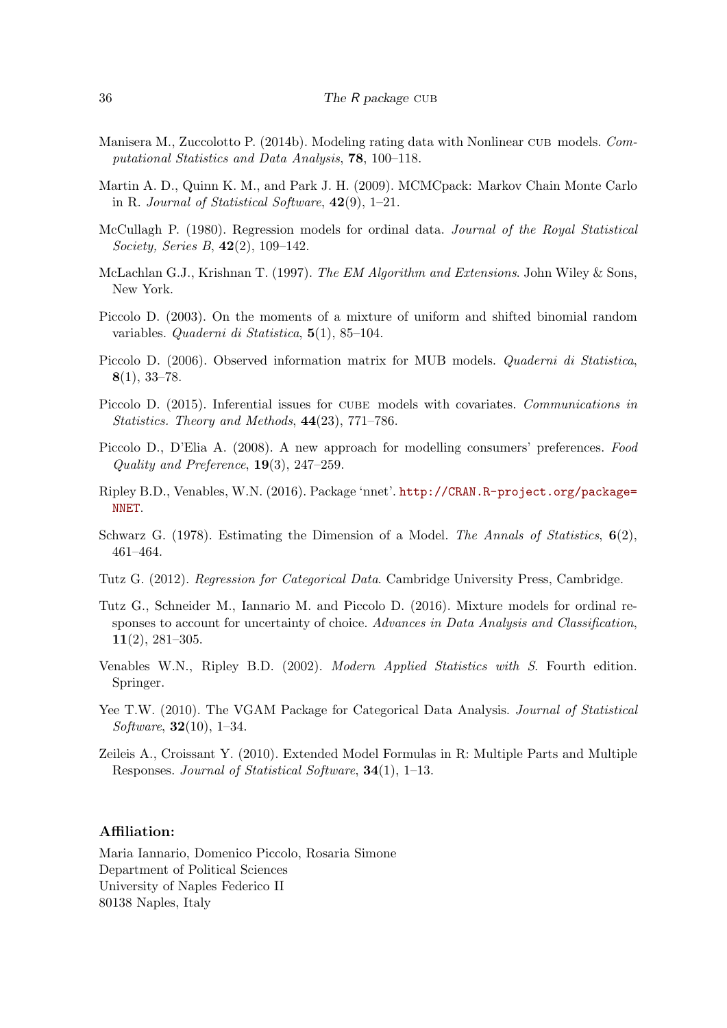Manisera M., Zuccolotto P. (2014b). Modeling rating data with Nonlinear CUB models. *Computational Statistics and Data Analysis*, **78**, 100–118.

Martin A. D., Quinn K. M., and Park J. H. (2009). MCMCpack: Markov Chain Monte Carlo in R. *Journal of Statistical Software*, **42**(9), 1–21.

McCullagh P. (1980). Regression models for ordinal data. *Journal of the Royal Statistical Society, Series B*, **42**(2), 109–142.

McLachlan G.J., Krishnan T. (1997). *The EM Algorithm and Extensions*. John Wiley & Sons, New York.

Piccolo D. (2003). On the moments of a mixture of uniform and shifted binomial random variables. *Quaderni di Statistica*, **5**(1), 85–104.

Piccolo D. (2006). Observed information matrix for MUB models. *Quaderni di Statistica*, **8**(1), 33–78.

Piccolo D. (2015). Inferential issues for CUBE models with covariates. *Communications in Statistics. Theory and Methods*, **44**(23), 771–786.

Piccolo D., D'Elia A. (2008). A new approach for modelling consumers' preferences. *Food Quality and Preference*, **19**(3), 247–259.

Ripley B.D., Venables, W.N. (2016). Package 'nnet'. http://CRAN.R-project.org/package=NNET.

Schwarz G. (1978). Estimating the Dimension of a Model. *The Annals of Statistics*, **6**(2), 461–464.

Tutz G. (2012). *Regression for Categorical Data*. Cambridge University Press, Cambridge.

Tutz G., Schneider M., Iannario M. and Piccolo D. (2016). Mixture models for ordinal responses to account for uncertainty of choice. *Advances in Data Analysis and Classification*, **11**(2), 281–305.

Venables W.N., Ripley B.D. (2002). *Modern Applied Statistics with S*. Fourth edition. Springer.

Yee T.W. (2010). The VGAM Package for Categorical Data Analysis. *Journal of Statistical Software*, **32**(10), 1–34.

Zeileis A., Croissant Y. (2010). Extended Model Formulas in R: Multiple Parts and Multiple Responses. *Journal of Statistical Software*, **34**(1), 1–13.

### Affiliation:

Maria Iannario, Domenico Piccolo, Rosaria Simone
Department of Political Sciences
University of Naples Federico II
80138 Naples, Italy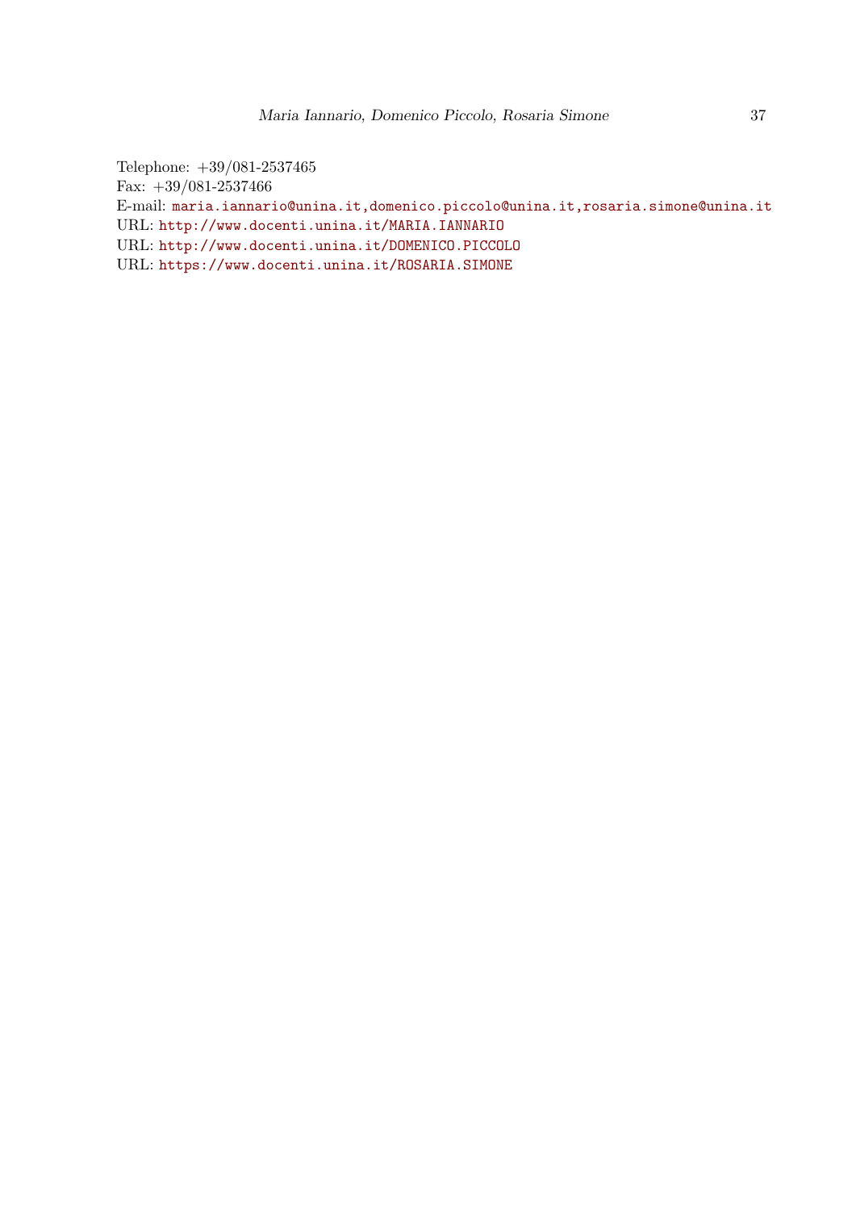Telephone: +39/081-2537465  
Fax: +39/081-2537466  
E-mail: maria.iannario@unina.it,domenico.piccolo@unina.it,rosaria.simone@unina.it  
URL: http://www.docenti.unina.it/MARIA.IANNARIO  
URL: http://www.docenti.unina.it/DOMENICO.PICCOLO  
URL: https://www.docenti.unina.it/ROSARIA.SIMONE